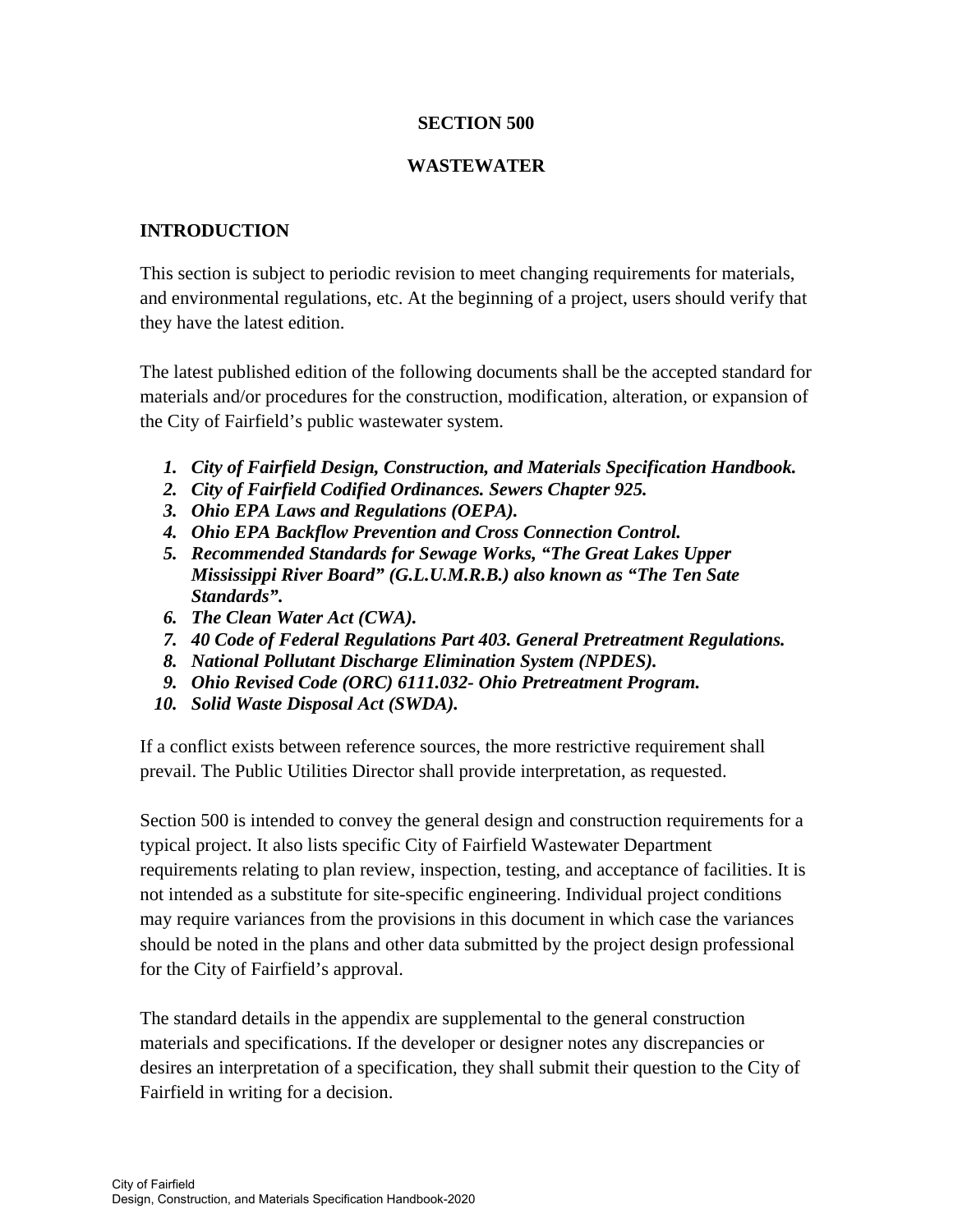# SECTION 500

# WASTEWATER

## INTRODUCTION

This section is subject to periodic revision to meet changing requirements for materials, and environmental regulations, etc. At the beginning of a project, users should verify that they have the latest edition.

The latest published edition of the following documents shall be the accepted standard for materials and/or procedures for the construction, modification, alteration, or expansion of the City of Fairfield's public wastewater system.

1. ***City of Fairfield Design, Construction, and Materials Specification Handbook.***
2. ***City of Fairfield Codified Ordinances. Sewers Chapter 925.***
3. ***Ohio EPA Laws and Regulations (OEPA).***
4. ***Ohio EPA Backflow Prevention and Cross Connection Control.***
5. ***Recommended Standards for Sewage Works, "The Great Lakes Upper Mississippi River Board" (G.L.U.M.R.B.) also known as "The Ten Sate Standards".***
6. ***The Clean Water Act (CWA).***
7. ***40 Code of Federal Regulations Part 403. General Pretreatment Regulations.***
8. ***National Pollutant Discharge Elimination System (NPDES).***
9. ***Ohio Revised Code (ORC) 6111.032- Ohio Pretreatment Program.***
10. ***Solid Waste Disposal Act (SWDA).***

If a conflict exists between reference sources, the more restrictive requirement shall prevail. The Public Utilities Director shall provide interpretation, as requested.

Section 500 is intended to convey the general design and construction requirements for a typical project. It also lists specific City of Fairfield Wastewater Department requirements relating to plan review, inspection, testing, and acceptance of facilities. It is not intended as a substitute for site-specific engineering. Individual project conditions may require variances from the provisions in this document in which case the variances should be noted in the plans and other data submitted by the project design professional for the City of Fairfield's approval.

The standard details in the appendix are supplemental to the general construction materials and specifications. If the developer or designer notes any discrepancies or desires an interpretation of a specification, they shall submit their question to the City of Fairfield in writing for a decision.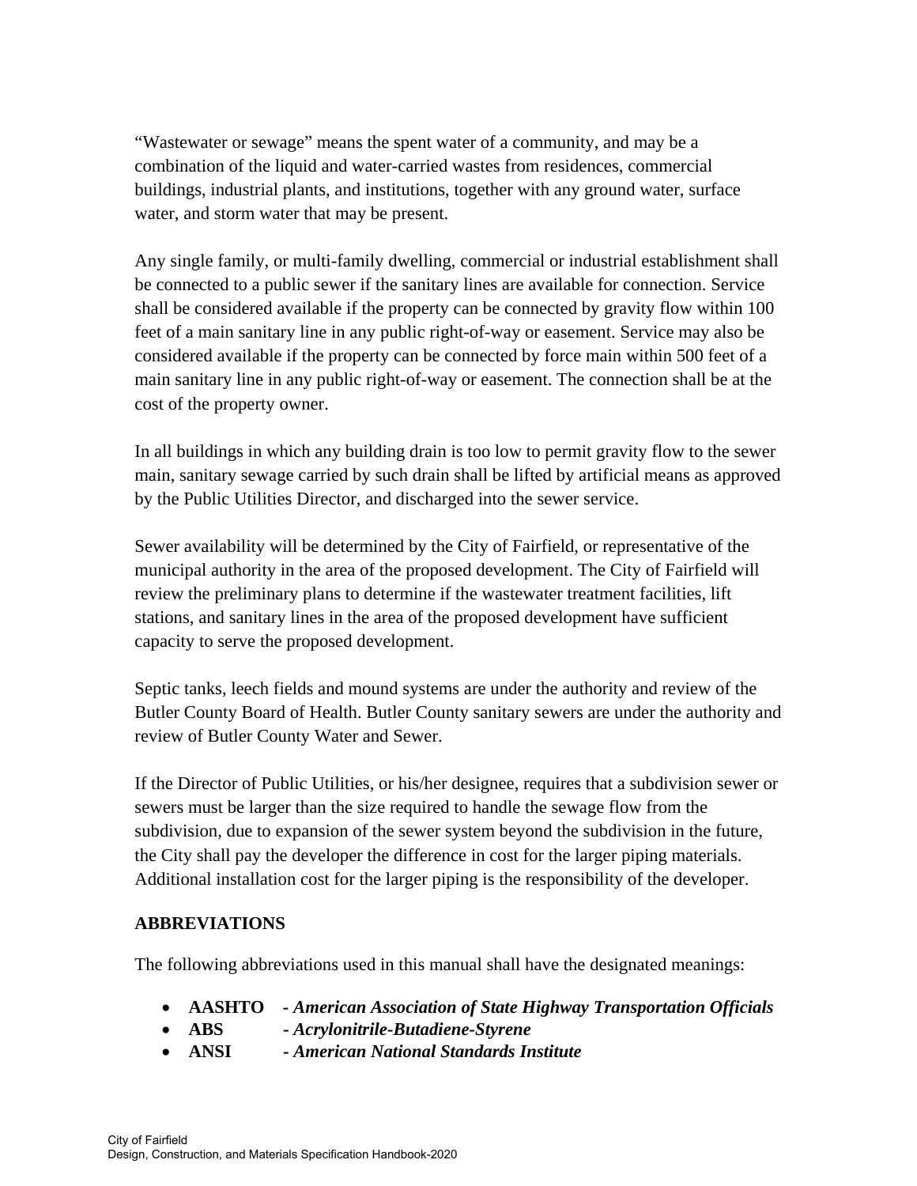"Wastewater or sewage" means the spent water of a community, and may be a combination of the liquid and water-carried wastes from residences, commercial buildings, industrial plants, and institutions, together with any ground water, surface water, and storm water that may be present.

Any single family, or multi-family dwelling, commercial or industrial establishment shall be connected to a public sewer if the sanitary lines are available for connection. Service shall be considered available if the property can be connected by gravity flow within 100 feet of a main sanitary line in any public right-of-way or easement. Service may also be considered available if the property can be connected by force main within 500 feet of a main sanitary line in any public right-of-way or easement. The connection shall be at the cost of the property owner.

In all buildings in which any building drain is too low to permit gravity flow to the sewer main, sanitary sewage carried by such drain shall be lifted by artificial means as approved by the Public Utilities Director, and discharged into the sewer service.

Sewer availability will be determined by the City of Fairfield, or representative of the municipal authority in the area of the proposed development. The City of Fairfield will review the preliminary plans to determine if the wastewater treatment facilities, lift stations, and sanitary lines in the area of the proposed development have sufficient capacity to serve the proposed development.

Septic tanks, leech fields and mound systems are under the authority and review of the Butler County Board of Health. Butler County sanitary sewers are under the authority and review of Butler County Water and Sewer.

If the Director of Public Utilities, or his/her designee, requires that a subdivision sewer or sewers must be larger than the size required to handle the sewage flow from the subdivision, due to expansion of the sewer system beyond the subdivision in the future, the City shall pay the developer the difference in cost for the larger piping materials. Additional installation cost for the larger piping is the responsibility of the developer.

## ABBREVIATIONS

The following abbreviations used in this manual shall have the designated meanings:

- **AASHTO** - ***American Association of State Highway Transportation Officials***
- **ABS** - ***Acrylonitrile-Butadiene-Styrene***
- **ANSI** - ***American National Standards Institute***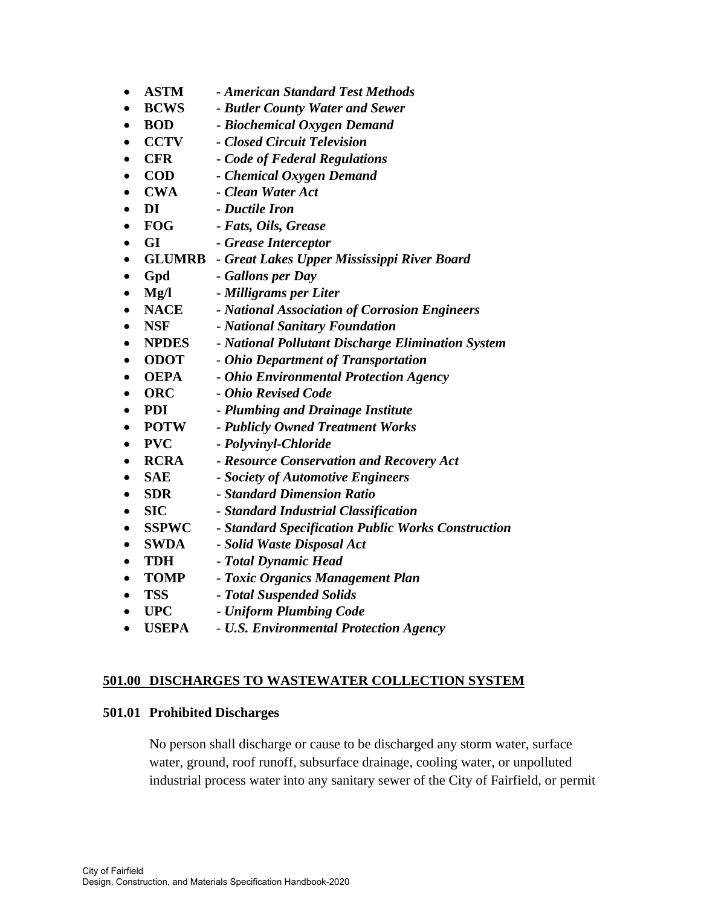- **ASTM** - ***American Standard Test Methods***
- **BCWS** - ***Butler County Water and Sewer***
- **BOD** - ***Biochemical Oxygen Demand***
- **CCTV** - ***Closed Circuit Television***
- **CFR** - ***Code of Federal Regulations***
- **COD** - ***Chemical Oxygen Demand***
- **CWA** - ***Clean Water Act***
- **DI** - ***Ductile Iron***
- **FOG** - ***Fats, Oils, Grease***
- **GI** - ***Grease Interceptor***
- **GLUMRB** - ***Great Lakes Upper Mississippi River Board***
- **Gpd** - ***Gallons per Day***
- **Mg/l** - ***Milligrams per Liter***
- **NACE** - ***National Association of Corrosion Engineers***
- **NSF** - ***National Sanitary Foundation***
- **NPDES** - ***National Pollutant Discharge Elimination System***
- **ODOT** - ***Ohio Department of Transportation***
- **OEPA** - ***Ohio Environmental Protection Agency***
- **ORC** - ***Ohio Revised Code***
- **PDI** - ***Plumbing and Drainage Institute***
- **POTW** - ***Publicly Owned Treatment Works***
- **PVC** - ***Polyvinyl-Chloride***
- **RCRA** - ***Resource Conservation and Recovery Act***
- **SAE** - ***Society of Automotive Engineers***
- **SDR** - ***Standard Dimension Ratio***
- **SIC** - ***Standard Industrial Classification***
- **SSPWC** - ***Standard Specification Public Works Construction***
- **SWDA** - ***Solid Waste Disposal Act***
- **TDH** - ***Total Dynamic Head***
- **TOMP** - ***Toxic Organics Management Plan***
- **TSS** - ***Total Suspended Solids***
- **UPC** - ***Uniform Plumbing Code***
- **USEPA** - ***U.S. Environmental Protection Agency***

## 501.00 DISCHARGES TO WASTEWATER COLLECTION SYSTEM

### 501.01 Prohibited Discharges

No person shall discharge or cause to be discharged any storm water, surface water, ground, roof runoff, subsurface drainage, cooling water, or unpolluted industrial process water into any sanitary sewer of the City of Fairfield, or permit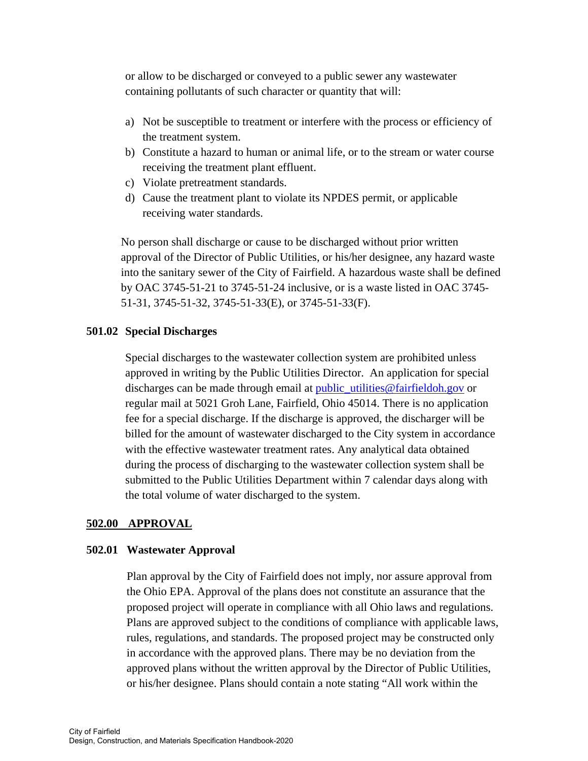or allow to be discharged or conveyed to a public sewer any wastewater containing pollutants of such character or quantity that will:

a) Not be susceptible to treatment or interfere with the process or efficiency of the treatment system.
b) Constitute a hazard to human or animal life, or to the stream or water course receiving the treatment plant effluent.
c) Violate pretreatment standards.
d) Cause the treatment plant to violate its NPDES permit, or applicable receiving water standards.

No person shall discharge or cause to be discharged without prior written approval of the Director of Public Utilities, or his/her designee, any hazard waste into the sanitary sewer of the City of Fairfield. A hazardous waste shall be defined by OAC 3745-51-21 to 3745-51-24 inclusive, or is a waste listed in OAC 3745-51-31, 3745-51-32, 3745-51-33(E), or 3745-51-33(F).

### 501.02 Special Discharges

Special discharges to the wastewater collection system are prohibited unless approved in writing by the Public Utilities Director. An application for special discharges can be made through email at public_utilities@fairfieldoh.gov or regular mail at 5021 Groh Lane, Fairfield, Ohio 45014. There is no application fee for a special discharge. If the discharge is approved, the discharger will be billed for the amount of wastewater discharged to the City system in accordance with the effective wastewater treatment rates. Any analytical data obtained during the process of discharging to the wastewater collection system shall be submitted to the Public Utilities Department within 7 calendar days along with the total volume of water discharged to the system.

## 502.00 APPROVAL

### 502.01 Wastewater Approval

Plan approval by the City of Fairfield does not imply, nor assure approval from the Ohio EPA. Approval of the plans does not constitute an assurance that the proposed project will operate in compliance with all Ohio laws and regulations. Plans are approved subject to the conditions of compliance with applicable laws, rules, regulations, and standards. The proposed project may be constructed only in accordance with the approved plans. There may be no deviation from the approved plans without the written approval by the Director of Public Utilities, or his/her designee. Plans should contain a note stating "All work within the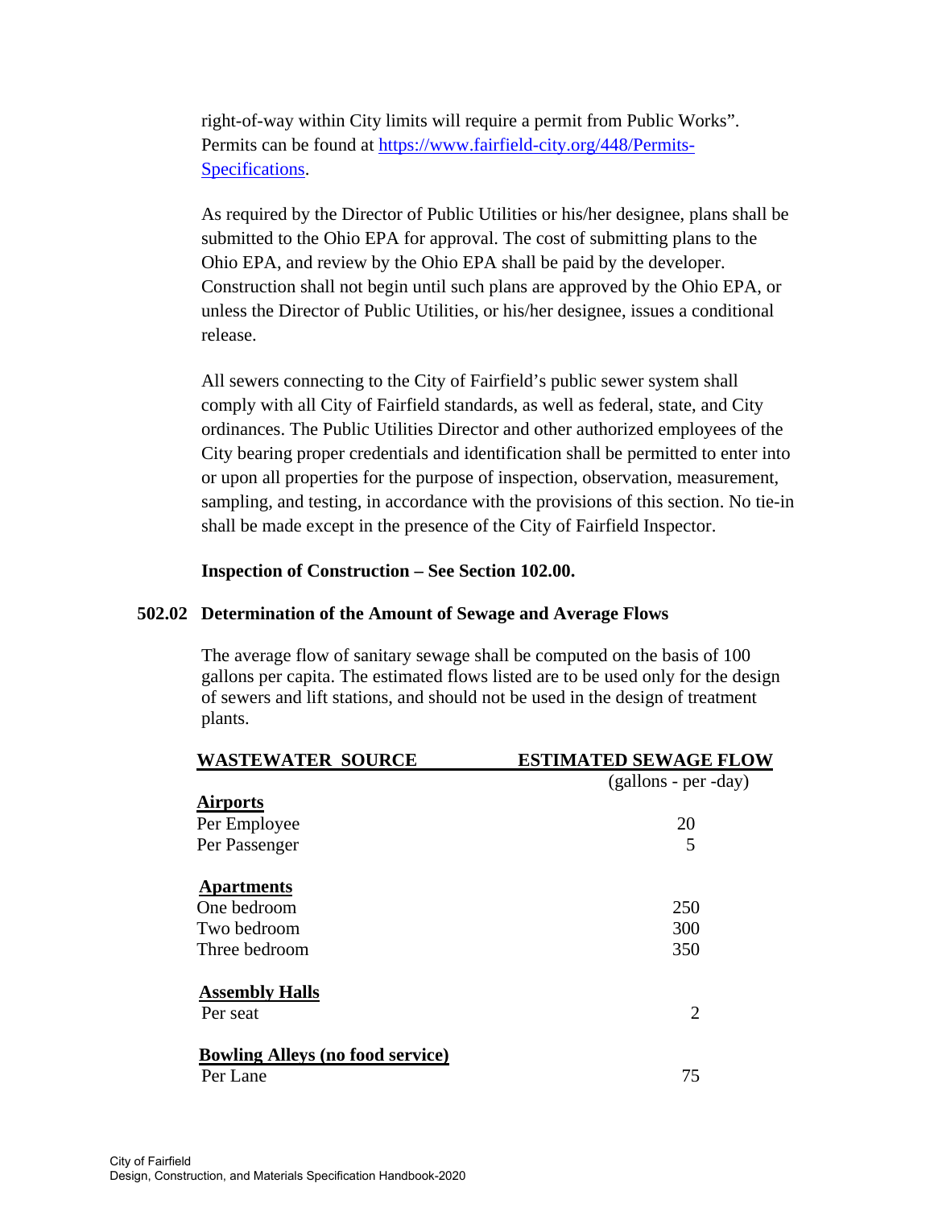right-of-way within City limits will require a permit from Public Works". Permits can be found at https://www.fairfield-city.org/448/Permits-Specifications.

As required by the Director of Public Utilities or his/her designee, plans shall be submitted to the Ohio EPA for approval. The cost of submitting plans to the Ohio EPA, and review by the Ohio EPA shall be paid by the developer. Construction shall not begin until such plans are approved by the Ohio EPA, or unless the Director of Public Utilities, or his/her designee, issues a conditional release.

All sewers connecting to the City of Fairfield's public sewer system shall comply with all City of Fairfield standards, as well as federal, state, and City ordinances. The Public Utilities Director and other authorized employees of the City bearing proper credentials and identification shall be permitted to enter into or upon all properties for the purpose of inspection, observation, measurement, sampling, and testing, in accordance with the provisions of this section. No tie-in shall be made except in the presence of the City of Fairfield Inspector.

**Inspection of Construction – See Section 102.00.**

### 502.02 Determination of the Amount of Sewage and Average Flows

The average flow of sanitary sewage shall be computed on the basis of 100 gallons per capita. The estimated flows listed are to be used only for the design of sewers and lift stations, and should not be used in the design of treatment plants.

| WASTEWATER SOURCE | ESTIMATED SEWAGE FLOW (gallons - per -day) |
|---|---|
| **Airports** | |
| Per Employee | 20 |
| Per Passenger | 5 |
| **Apartments** | |
| One bedroom | 250 |
| Two bedroom | 300 |
| Three bedroom | 350 |
| **Assembly Halls** | |
| Per seat | 2 |
| **Bowling Alleys (no food service)** | |
| Per Lane | 75 |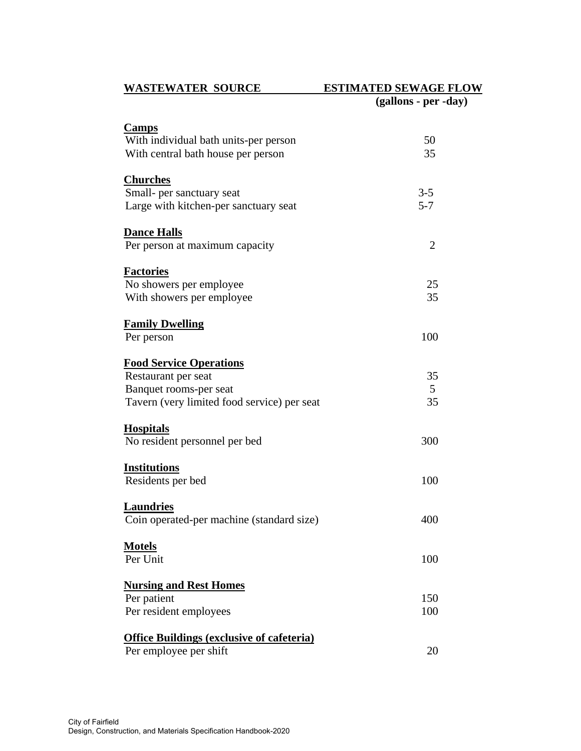| WASTEWATER SOURCE | ESTIMATED SEWAGE FLOW (gallons - per -day) |
|---|---|
| **Camps** | |
| With individual bath units-per person | 50 |
| With central bath house per person | 35 |
| **Churches** | |
| Small- per sanctuary seat | 3-5 |
| Large with kitchen-per sanctuary seat | 5-7 |
| **Dance Halls** | |
| Per person at maximum capacity | 2 |
| **Factories** | |
| No showers per employee | 25 |
| With showers per employee | 35 |
| **Family Dwelling** | |
| Per person | 100 |
| **Food Service Operations** | |
| Restaurant per seat | 35 |
| Banquet rooms-per seat | 5 |
| Tavern (very limited food service) per seat | 35 |
| **Hospitals** | |
| No resident personnel per bed | 300 |
| **Institutions** | |
| Residents per bed | 100 |
| **Laundries** | |
| Coin operated-per machine (standard size) | 400 |
| **Motels** | |
| Per Unit | 100 |
| **Nursing and Rest Homes** | |
| Per patient | 150 |
| Per resident employees | 100 |
| **Office Buildings (exclusive of cafeteria)** | |
| Per employee per shift | 20 |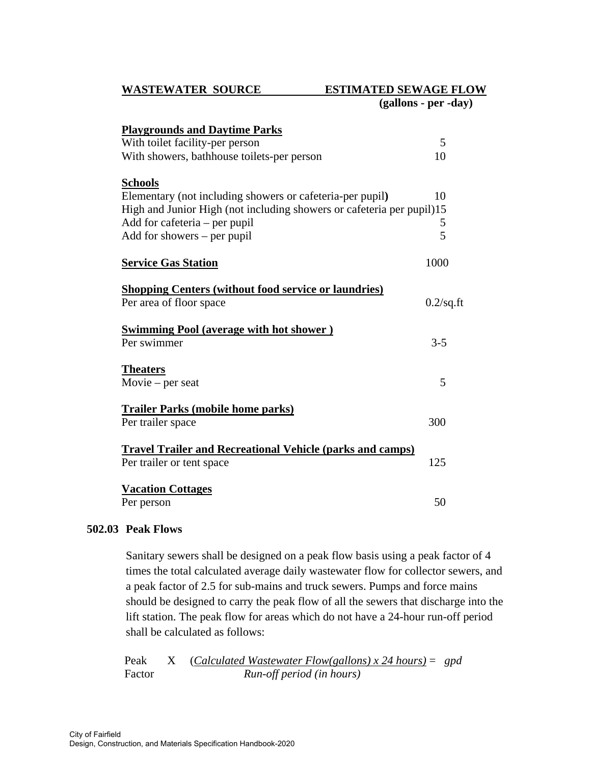| WASTEWATER SOURCE | ESTIMATED SEWAGE FLOW (gallons - per -day) |
|---|---|
| **Playgrounds and Daytime Parks** | |
| With toilet facility-per person | 5 |
| With showers, bathhouse toilets-per person | 10 |
| **Schools** | |
| Elementary (not including showers or cafeteria-per pupil**)** | 10 |
| High and Junior High (not including showers or cafeteria per pupil) | 15 |
| Add for cafeteria – per pupil | 5 |
| Add for showers – per pupil | 5 |
| **Service Gas Station** | 1000 |
| **Shopping Centers (without food service or laundries)** | |
| Per area of floor space | 0.2/sq.ft |
| **Swimming Pool (average with hot shower )** | |
| Per swimmer | 3-5 |
| **Theaters** | |
| Movie – per seat | 5 |
| **Trailer Parks (mobile home parks)** | |
| Per trailer space | 300 |
| **Travel Trailer and Recreational Vehicle (parks and camps)** | |
| Per trailer or tent space | 125 |
| **Vacation Cottages** | |
| Per person | 50 |

### 502.03 Peak Flows

Sanitary sewers shall be designed on a peak flow basis using a peak factor of 4 times the total calculated average daily wastewater flow for collector sewers, and a peak factor of 2.5 for sub-mains and truck sewers. Pumps and force mains should be designed to carry the peak flow of all the sewers that discharge into the lift station. The peak flow for areas which do not have a 24-hour run-off period shall be calculated as follows:

$$\text{Peak Factor} \times \frac{\text{Calculated Wastewater Flow(gallons)} \times 24 \text{ hours}}{\text{Run-off period (in hours)}} = \text{gpd}$$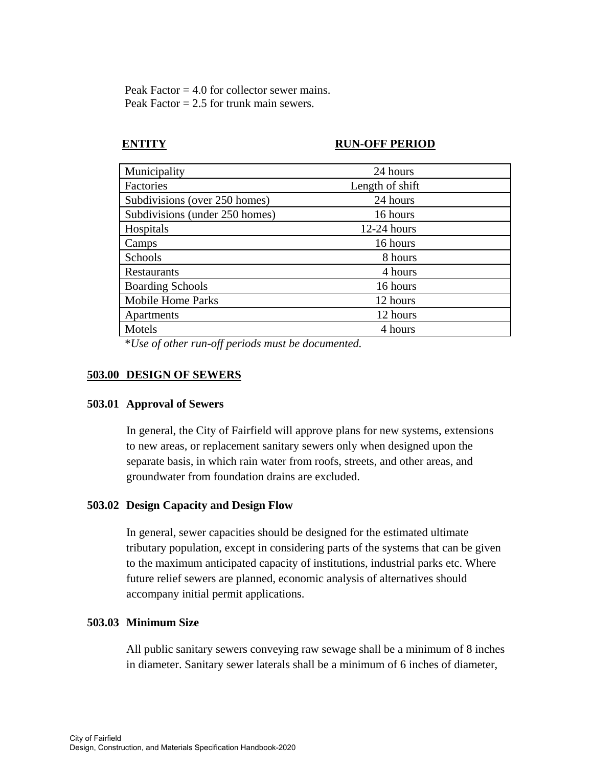Peak Factor = 4.0 for collector sewer mains.
Peak Factor = 2.5 for trunk main sewers.

| ENTITY | RUN-OFF PERIOD |
|---|---|
| Municipality | 24 hours |
| Factories | Length of shift |
| Subdivisions (over 250 homes) | 24 hours |
| Subdivisions (under 250 homes) | 16 hours |
| Hospitals | 12-24 hours |
| Camps | 16 hours |
| Schools | 8 hours |
| Restaurants | 4 hours |
| Boarding Schools | 16 hours |
| Mobile Home Parks | 12 hours |
| Apartments | 12 hours |
| Motels | 4 hours |

**Use of other run-off periods must be documented.*

## 503.00 DESIGN OF SEWERS

### 503.01 Approval of Sewers

In general, the City of Fairfield will approve plans for new systems, extensions to new areas, or replacement sanitary sewers only when designed upon the separate basis, in which rain water from roofs, streets, and other areas, and groundwater from foundation drains are excluded.

### 503.02 Design Capacity and Design Flow

In general, sewer capacities should be designed for the estimated ultimate tributary population, except in considering parts of the systems that can be given to the maximum anticipated capacity of institutions, industrial parks etc. Where future relief sewers are planned, economic analysis of alternatives should accompany initial permit applications.

### 503.03 Minimum Size

All public sanitary sewers conveying raw sewage shall be a minimum of 8 inches in diameter. Sanitary sewer laterals shall be a minimum of 6 inches of diameter,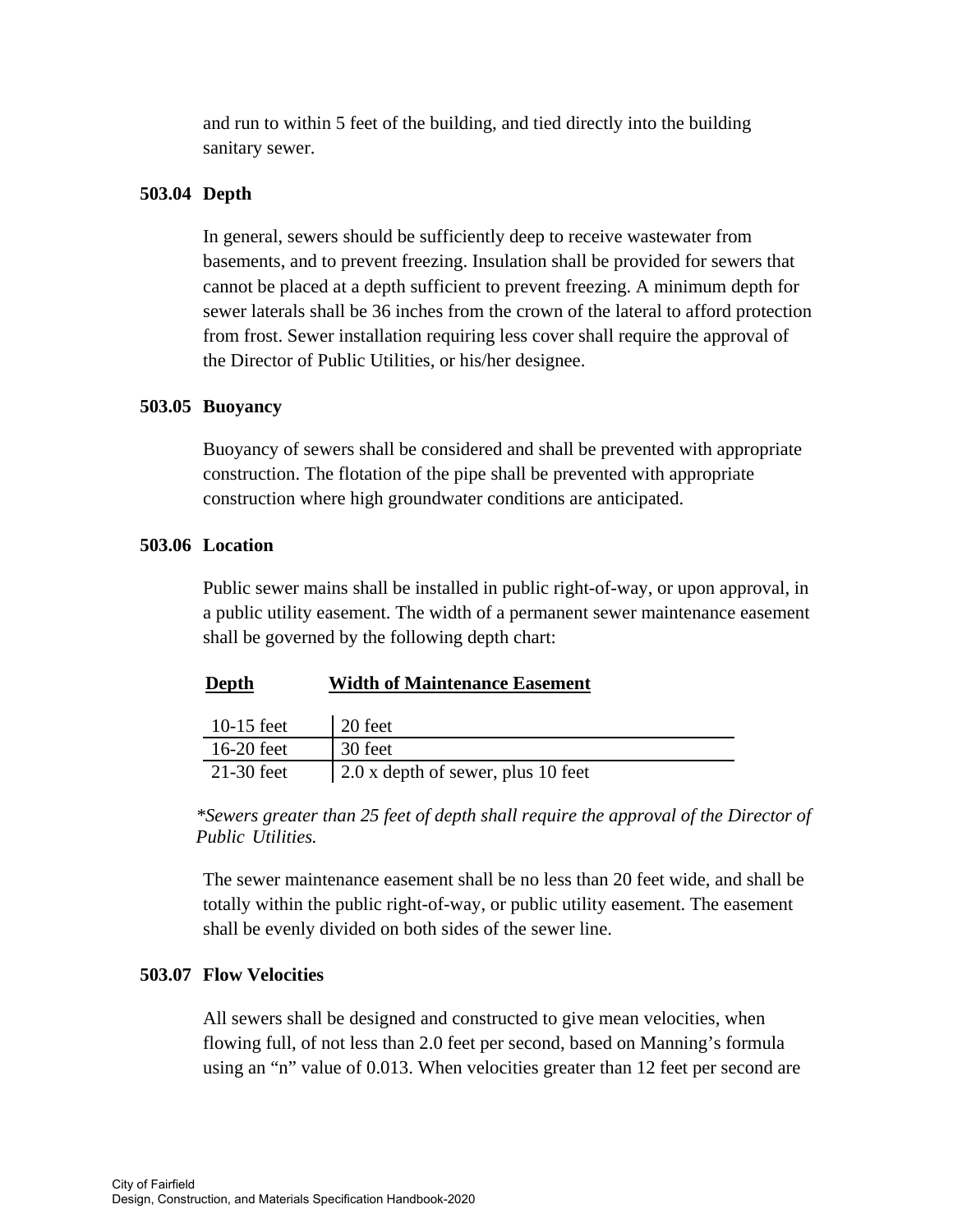and run to within 5 feet of the building, and tied directly into the building sanitary sewer.

### 503.04 Depth

In general, sewers should be sufficiently deep to receive wastewater from basements, and to prevent freezing. Insulation shall be provided for sewers that cannot be placed at a depth sufficient to prevent freezing. A minimum depth for sewer laterals shall be 36 inches from the crown of the lateral to afford protection from frost. Sewer installation requiring less cover shall require the approval of the Director of Public Utilities, or his/her designee.

### 503.05 Buoyancy

Buoyancy of sewers shall be considered and shall be prevented with appropriate construction. The flotation of the pipe shall be prevented with appropriate construction where high groundwater conditions are anticipated.

### 503.06 Location

Public sewer mains shall be installed in public right-of-way, or upon approval, in a public utility easement. The width of a permanent sewer maintenance easement shall be governed by the following depth chart:

| Depth | Width of Maintenance Easement |
|---|---|
| 10-15 feet | 20 feet |
| 16-20 feet | 30 feet |
| 21-30 feet | 2.0 x depth of sewer, plus 10 feet |

*\*Sewers greater than 25 feet of depth shall require the approval of the Director of Public Utilities.*

The sewer maintenance easement shall be no less than 20 feet wide, and shall be totally within the public right-of-way, or public utility easement. The easement shall be evenly divided on both sides of the sewer line.

### 503.07 Flow Velocities

All sewers shall be designed and constructed to give mean velocities, when flowing full, of not less than 2.0 feet per second, based on Manning's formula using an "n" value of 0.013. When velocities greater than 12 feet per second are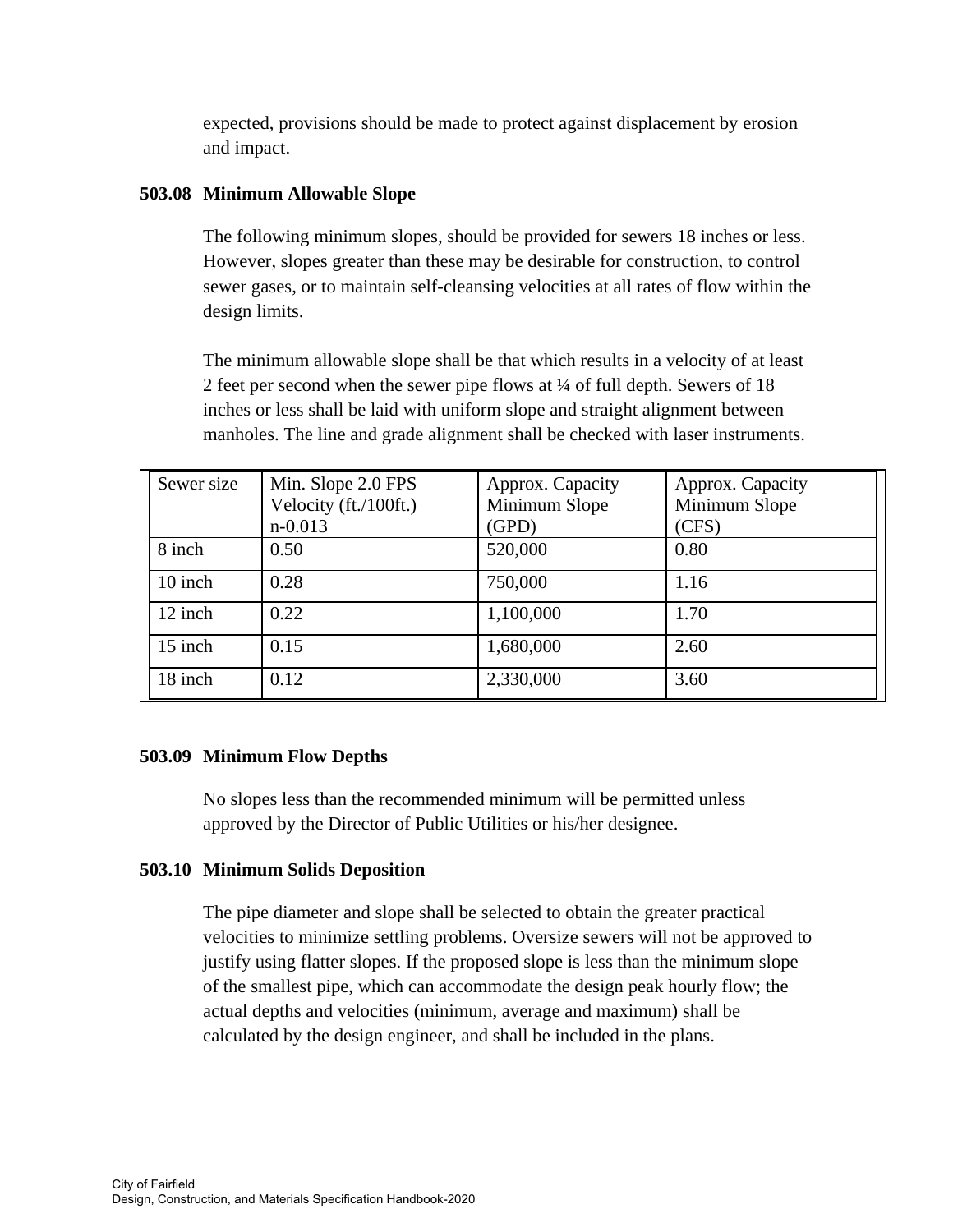expected, provisions should be made to protect against displacement by erosion and impact.

### 503.08 Minimum Allowable Slope

The following minimum slopes, should be provided for sewers 18 inches or less. However, slopes greater than these may be desirable for construction, to control sewer gases, or to maintain self-cleansing velocities at all rates of flow within the design limits.

The minimum allowable slope shall be that which results in a velocity of at least 2 feet per second when the sewer pipe flows at ¼ of full depth. Sewers of 18 inches or less shall be laid with uniform slope and straight alignment between manholes. The line and grade alignment shall be checked with laser instruments.

| Sewer size | Min. Slope 2.0 FPS Velocity (ft./100ft.) n-0.013 | Approx. Capacity Minimum Slope (GPD) | Approx. Capacity Minimum Slope (CFS) |
|---|---|---|---|
| 8 inch | 0.50 | 520,000 | 0.80 |
| 10 inch | 0.28 | 750,000 | 1.16 |
| 12 inch | 0.22 | 1,100,000 | 1.70 |
| 15 inch | 0.15 | 1,680,000 | 2.60 |
| 18 inch | 0.12 | 2,330,000 | 3.60 |

### 503.09 Minimum Flow Depths

No slopes less than the recommended minimum will be permitted unless approved by the Director of Public Utilities or his/her designee.

### 503.10 Minimum Solids Deposition

The pipe diameter and slope shall be selected to obtain the greater practical velocities to minimize settling problems. Oversize sewers will not be approved to justify using flatter slopes. If the proposed slope is less than the minimum slope of the smallest pipe, which can accommodate the design peak hourly flow; the actual depths and velocities (minimum, average and maximum) shall be calculated by the design engineer, and shall be included in the plans.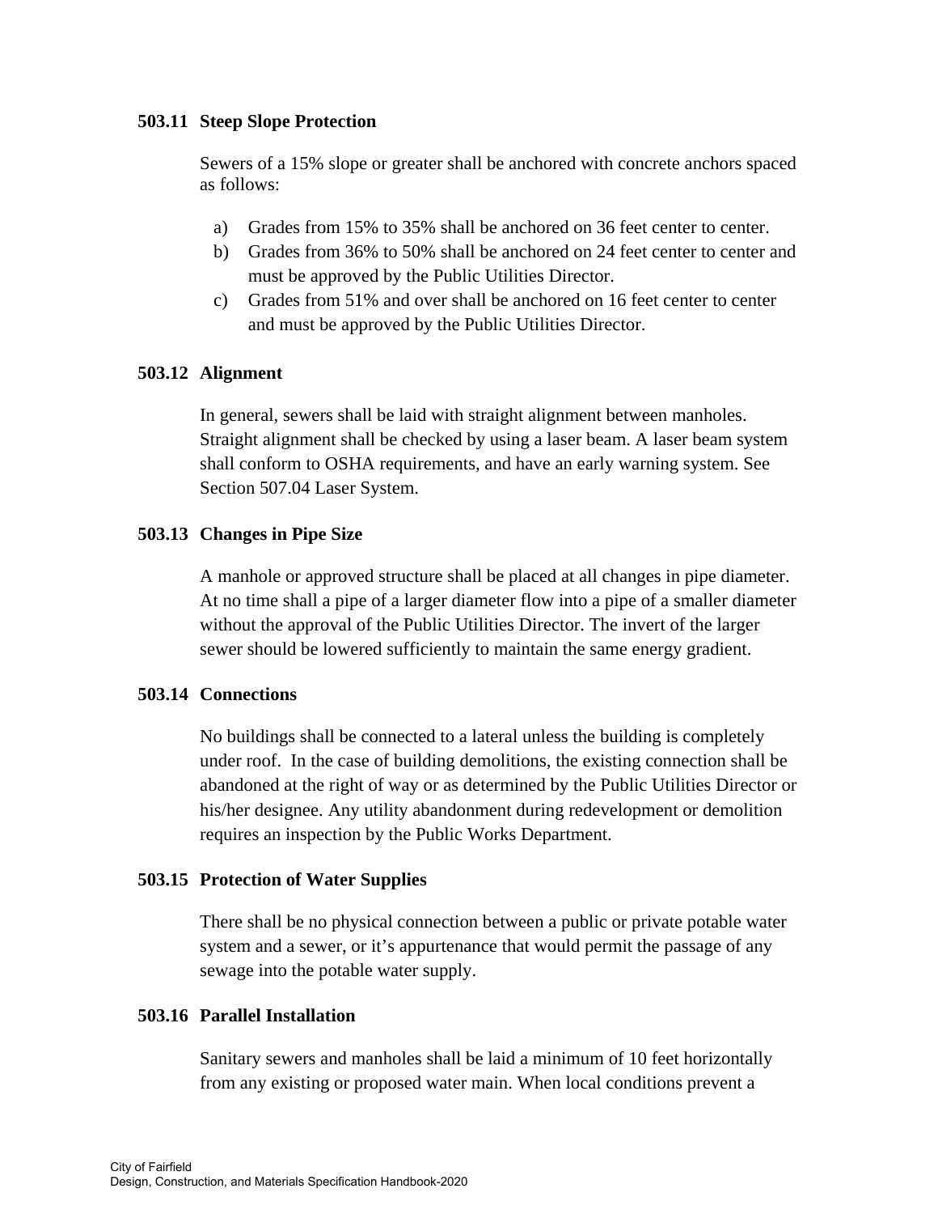### 503.11 Steep Slope Protection

Sewers of a 15% slope or greater shall be anchored with concrete anchors spaced as follows:

a) Grades from 15% to 35% shall be anchored on 36 feet center to center.
b) Grades from 36% to 50% shall be anchored on 24 feet center to center and must be approved by the Public Utilities Director.
c) Grades from 51% and over shall be anchored on 16 feet center to center and must be approved by the Public Utilities Director.

### 503.12 Alignment

In general, sewers shall be laid with straight alignment between manholes. Straight alignment shall be checked by using a laser beam. A laser beam system shall conform to OSHA requirements, and have an early warning system. See Section 507.04 Laser System.

### 503.13 Changes in Pipe Size

A manhole or approved structure shall be placed at all changes in pipe diameter. At no time shall a pipe of a larger diameter flow into a pipe of a smaller diameter without the approval of the Public Utilities Director. The invert of the larger sewer should be lowered sufficiently to maintain the same energy gradient.

### 503.14 Connections

No buildings shall be connected to a lateral unless the building is completely under roof. In the case of building demolitions, the existing connection shall be abandoned at the right of way or as determined by the Public Utilities Director or his/her designee. Any utility abandonment during redevelopment or demolition requires an inspection by the Public Works Department.

### 503.15 Protection of Water Supplies

There shall be no physical connection between a public or private potable water system and a sewer, or it's appurtenance that would permit the passage of any sewage into the potable water supply.

### 503.16 Parallel Installation

Sanitary sewers and manholes shall be laid a minimum of 10 feet horizontally from any existing or proposed water main. When local conditions prevent a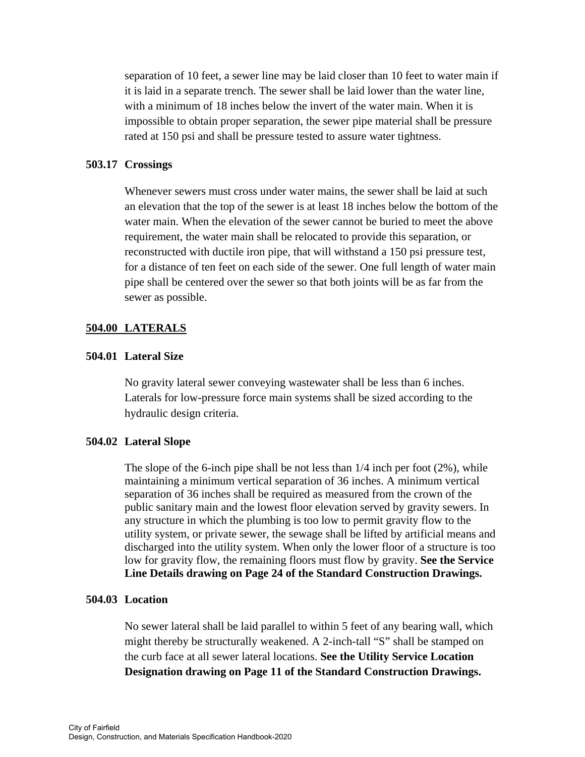separation of 10 feet, a sewer line may be laid closer than 10 feet to water main if it is laid in a separate trench. The sewer shall be laid lower than the water line, with a minimum of 18 inches below the invert of the water main. When it is impossible to obtain proper separation, the sewer pipe material shall be pressure rated at 150 psi and shall be pressure tested to assure water tightness.

### 503.17 Crossings

Whenever sewers must cross under water mains, the sewer shall be laid at such an elevation that the top of the sewer is at least 18 inches below the bottom of the water main. When the elevation of the sewer cannot be buried to meet the above requirement, the water main shall be relocated to provide this separation, or reconstructed with ductile iron pipe, that will withstand a 150 psi pressure test, for a distance of ten feet on each side of the sewer. One full length of water main pipe shall be centered over the sewer so that both joints will be as far from the sewer as possible.

## 504.00 LATERALS

### 504.01 Lateral Size

No gravity lateral sewer conveying wastewater shall be less than 6 inches. Laterals for low-pressure force main systems shall be sized according to the hydraulic design criteria.

### 504.02 Lateral Slope

The slope of the 6-inch pipe shall be not less than 1/4 inch per foot (2%), while maintaining a minimum vertical separation of 36 inches. A minimum vertical separation of 36 inches shall be required as measured from the crown of the public sanitary main and the lowest floor elevation served by gravity sewers. In any structure in which the plumbing is too low to permit gravity flow to the utility system, or private sewer, the sewage shall be lifted by artificial means and discharged into the utility system. When only the lower floor of a structure is too low for gravity flow, the remaining floors must flow by gravity. **See the Service Line Details drawing on Page 24 of the Standard Construction Drawings.**

### 504.03 Location

No sewer lateral shall be laid parallel to within 5 feet of any bearing wall, which might thereby be structurally weakened. A 2-inch-tall "S" shall be stamped on the curb face at all sewer lateral locations. **See the Utility Service Location Designation drawing on Page 11 of the Standard Construction Drawings.**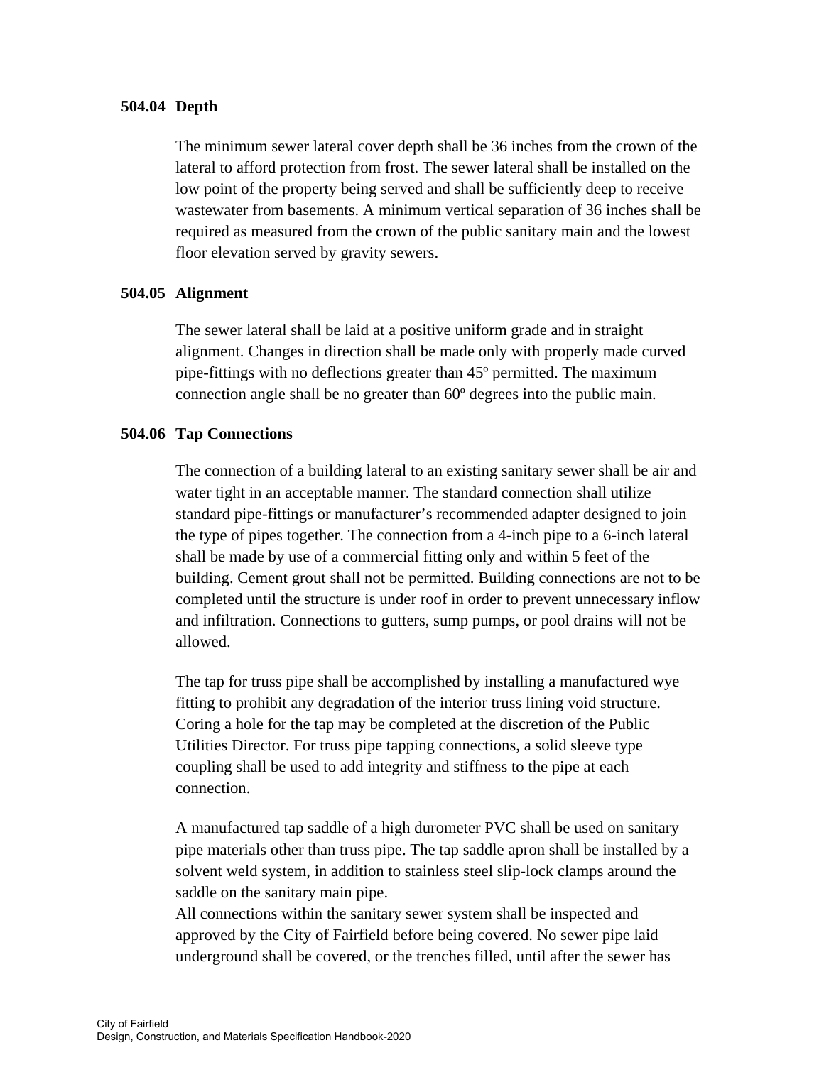### 504.04 Depth

The minimum sewer lateral cover depth shall be 36 inches from the crown of the lateral to afford protection from frost. The sewer lateral shall be installed on the low point of the property being served and shall be sufficiently deep to receive wastewater from basements. A minimum vertical separation of 36 inches shall be required as measured from the crown of the public sanitary main and the lowest floor elevation served by gravity sewers.

### 504.05 Alignment

The sewer lateral shall be laid at a positive uniform grade and in straight alignment. Changes in direction shall be made only with properly made curved pipe-fittings with no deflections greater than 45º permitted. The maximum connection angle shall be no greater than 60º degrees into the public main.

### 504.06 Tap Connections

The connection of a building lateral to an existing sanitary sewer shall be air and water tight in an acceptable manner. The standard connection shall utilize standard pipe-fittings or manufacturer's recommended adapter designed to join the type of pipes together. The connection from a 4-inch pipe to a 6-inch lateral shall be made by use of a commercial fitting only and within 5 feet of the building. Cement grout shall not be permitted. Building connections are not to be completed until the structure is under roof in order to prevent unnecessary inflow and infiltration. Connections to gutters, sump pumps, or pool drains will not be allowed.

The tap for truss pipe shall be accomplished by installing a manufactured wye fitting to prohibit any degradation of the interior truss lining void structure. Coring a hole for the tap may be completed at the discretion of the Public Utilities Director. For truss pipe tapping connections, a solid sleeve type coupling shall be used to add integrity and stiffness to the pipe at each connection.

A manufactured tap saddle of a high durometer PVC shall be used on sanitary pipe materials other than truss pipe. The tap saddle apron shall be installed by a solvent weld system, in addition to stainless steel slip-lock clamps around the saddle on the sanitary main pipe.
All connections within the sanitary sewer system shall be inspected and approved by the City of Fairfield before being covered. No sewer pipe laid underground shall be covered, or the trenches filled, until after the sewer has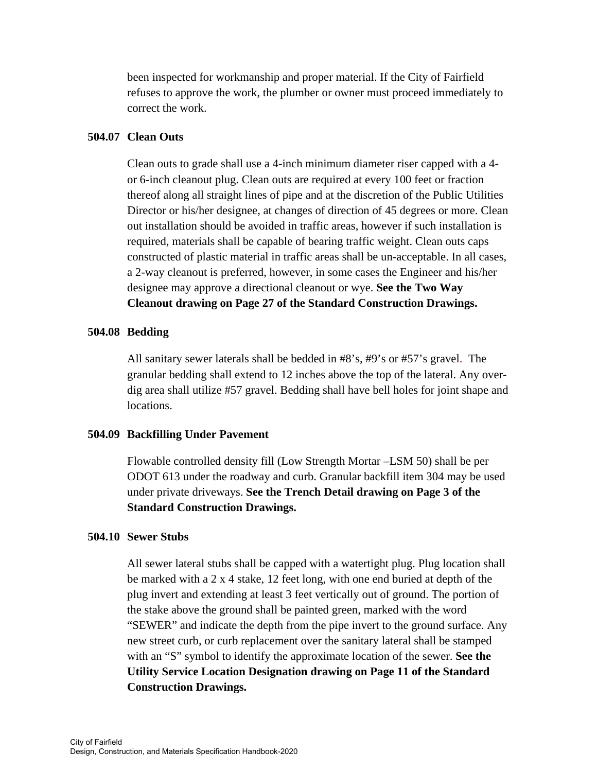been inspected for workmanship and proper material. If the City of Fairfield refuses to approve the work, the plumber or owner must proceed immediately to correct the work.

### 504.07 Clean Outs

Clean outs to grade shall use a 4-inch minimum diameter riser capped with a 4- or 6-inch cleanout plug. Clean outs are required at every 100 feet or fraction thereof along all straight lines of pipe and at the discretion of the Public Utilities Director or his/her designee, at changes of direction of 45 degrees or more. Clean out installation should be avoided in traffic areas, however if such installation is required, materials shall be capable of bearing traffic weight. Clean outs caps constructed of plastic material in traffic areas shall be un-acceptable. In all cases, a 2-way cleanout is preferred, however, in some cases the Engineer and his/her designee may approve a directional cleanout or wye. **See the Two Way Cleanout drawing on Page 27 of the Standard Construction Drawings.**

### 504.08 Bedding

All sanitary sewer laterals shall be bedded in #8's, #9's or #57's gravel. The granular bedding shall extend to 12 inches above the top of the lateral. Any over-dig area shall utilize #57 gravel. Bedding shall have bell holes for joint shape and locations.

### 504.09 Backfilling Under Pavement

Flowable controlled density fill (Low Strength Mortar –LSM 50) shall be per ODOT 613 under the roadway and curb. Granular backfill item 304 may be used under private driveways. **See the Trench Detail drawing on Page 3 of the Standard Construction Drawings.**

### 504.10 Sewer Stubs

All sewer lateral stubs shall be capped with a watertight plug. Plug location shall be marked with a 2 x 4 stake, 12 feet long, with one end buried at depth of the plug invert and extending at least 3 feet vertically out of ground. The portion of the stake above the ground shall be painted green, marked with the word "SEWER" and indicate the depth from the pipe invert to the ground surface. Any new street curb, or curb replacement over the sanitary lateral shall be stamped with an "S" symbol to identify the approximate location of the sewer. **See the Utility Service Location Designation drawing on Page 11 of the Standard Construction Drawings.**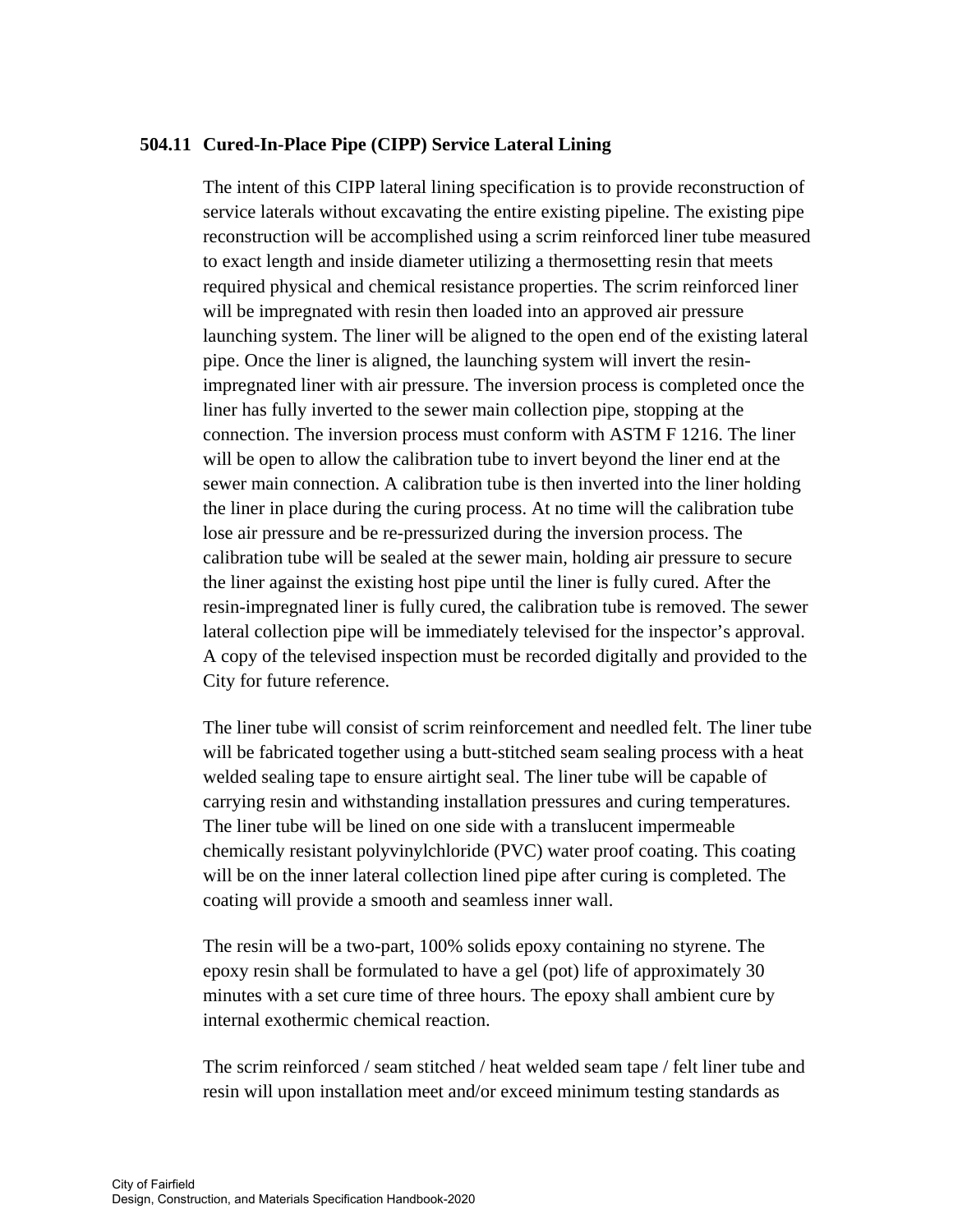### 504.11 Cured-In-Place Pipe (CIPP) Service Lateral Lining

The intent of this CIPP lateral lining specification is to provide reconstruction of service laterals without excavating the entire existing pipeline. The existing pipe reconstruction will be accomplished using a scrim reinforced liner tube measured to exact length and inside diameter utilizing a thermosetting resin that meets required physical and chemical resistance properties. The scrim reinforced liner will be impregnated with resin then loaded into an approved air pressure launching system. The liner will be aligned to the open end of the existing lateral pipe. Once the liner is aligned, the launching system will invert the resin-impregnated liner with air pressure. The inversion process is completed once the liner has fully inverted to the sewer main collection pipe, stopping at the connection. The inversion process must conform with ASTM F 1216. The liner will be open to allow the calibration tube to invert beyond the liner end at the sewer main connection. A calibration tube is then inverted into the liner holding the liner in place during the curing process. At no time will the calibration tube lose air pressure and be re-pressurized during the inversion process. The calibration tube will be sealed at the sewer main, holding air pressure to secure the liner against the existing host pipe until the liner is fully cured. After the resin-impregnated liner is fully cured, the calibration tube is removed. The sewer lateral collection pipe will be immediately televised for the inspector's approval. A copy of the televised inspection must be recorded digitally and provided to the City for future reference.

The liner tube will consist of scrim reinforcement and needled felt. The liner tube will be fabricated together using a butt-stitched seam sealing process with a heat welded sealing tape to ensure airtight seal. The liner tube will be capable of carrying resin and withstanding installation pressures and curing temperatures. The liner tube will be lined on one side with a translucent impermeable chemically resistant polyvinylchloride (PVC) water proof coating. This coating will be on the inner lateral collection lined pipe after curing is completed. The coating will provide a smooth and seamless inner wall.

The resin will be a two-part, 100% solids epoxy containing no styrene. The epoxy resin shall be formulated to have a gel (pot) life of approximately 30 minutes with a set cure time of three hours. The epoxy shall ambient cure by internal exothermic chemical reaction.

The scrim reinforced / seam stitched / heat welded seam tape / felt liner tube and resin will upon installation meet and/or exceed minimum testing standards as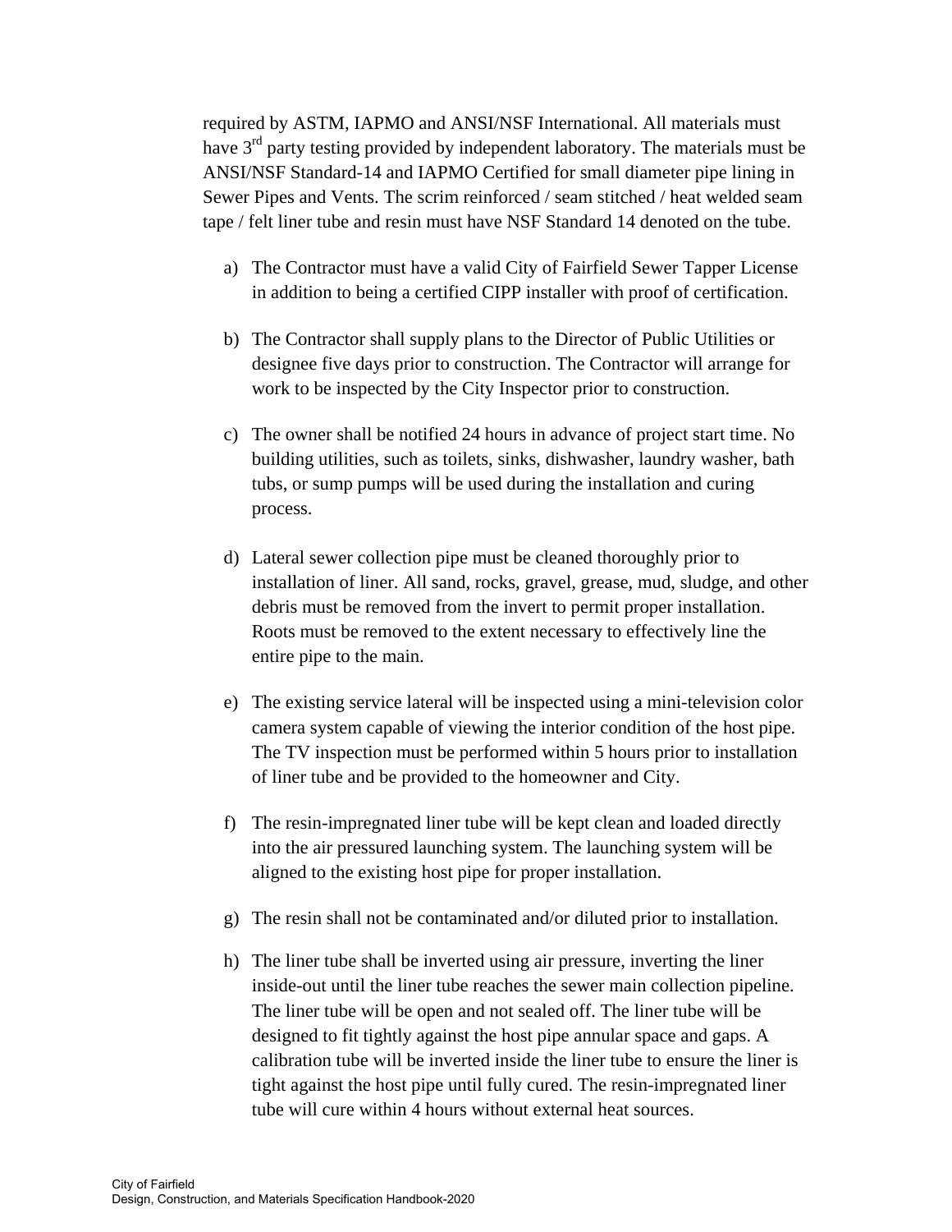required by ASTM, IAPMO and ANSI/NSF International. All materials must have 3rd party testing provided by independent laboratory. The materials must be ANSI/NSF Standard-14 and IAPMO Certified for small diameter pipe lining in Sewer Pipes and Vents. The scrim reinforced / seam stitched / heat welded seam tape / felt liner tube and resin must have NSF Standard 14 denoted on the tube.

a) The Contractor must have a valid City of Fairfield Sewer Tapper License in addition to being a certified CIPP installer with proof of certification.

b) The Contractor shall supply plans to the Director of Public Utilities or designee five days prior to construction. The Contractor will arrange for work to be inspected by the City Inspector prior to construction.

c) The owner shall be notified 24 hours in advance of project start time. No building utilities, such as toilets, sinks, dishwasher, laundry washer, bath tubs, or sump pumps will be used during the installation and curing process.

d) Lateral sewer collection pipe must be cleaned thoroughly prior to installation of liner. All sand, rocks, gravel, grease, mud, sludge, and other debris must be removed from the invert to permit proper installation. Roots must be removed to the extent necessary to effectively line the entire pipe to the main.

e) The existing service lateral will be inspected using a mini-television color camera system capable of viewing the interior condition of the host pipe. The TV inspection must be performed within 5 hours prior to installation of liner tube and be provided to the homeowner and City.

f) The resin-impregnated liner tube will be kept clean and loaded directly into the air pressured launching system. The launching system will be aligned to the existing host pipe for proper installation.

g) The resin shall not be contaminated and/or diluted prior to installation.

h) The liner tube shall be inverted using air pressure, inverting the liner inside-out until the liner tube reaches the sewer main collection pipeline. The liner tube will be open and not sealed off. The liner tube will be designed to fit tightly against the host pipe annular space and gaps. A calibration tube will be inverted inside the liner tube to ensure the liner is tight against the host pipe until fully cured. The resin-impregnated liner tube will cure within 4 hours without external heat sources.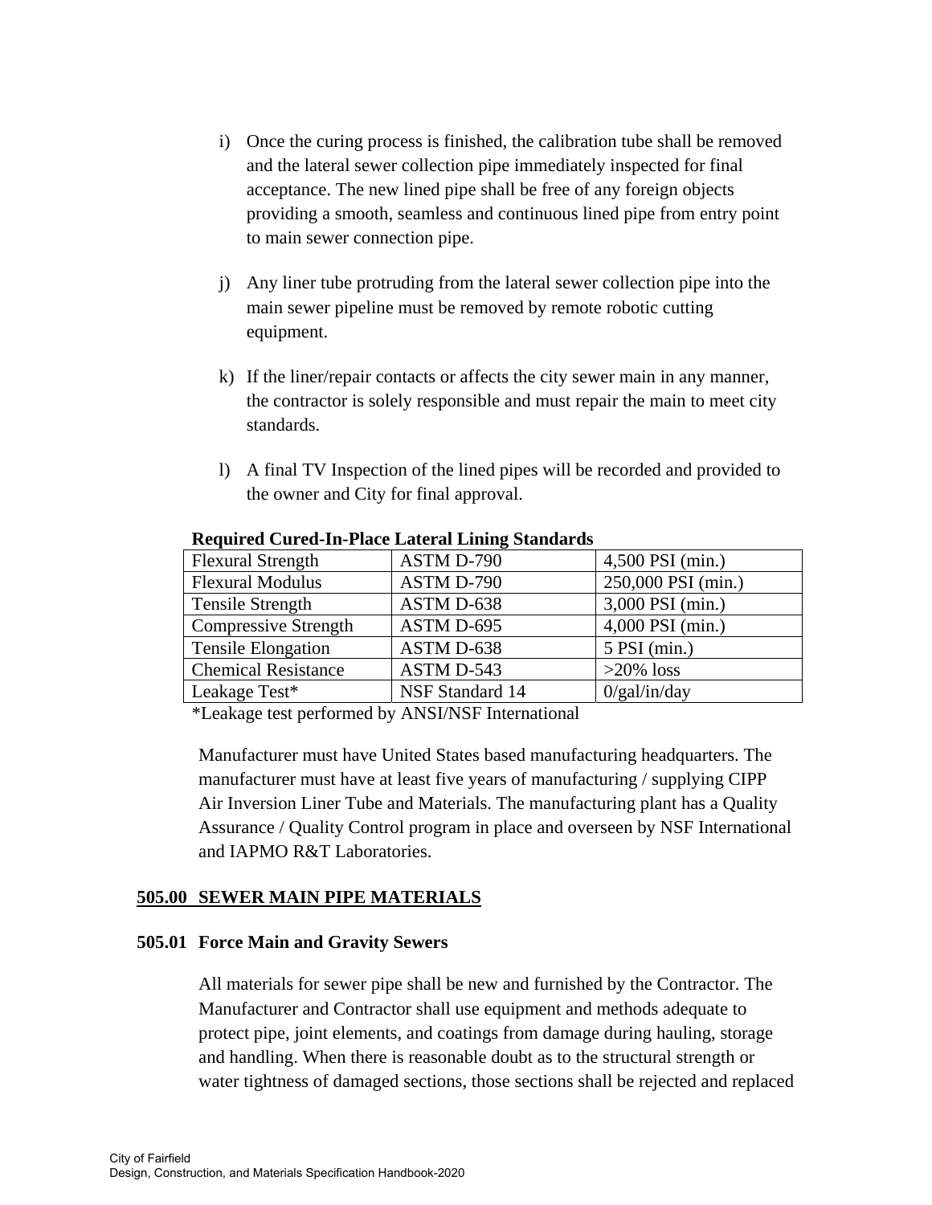i) Once the curing process is finished, the calibration tube shall be removed and the lateral sewer collection pipe immediately inspected for final acceptance. The new lined pipe shall be free of any foreign objects providing a smooth, seamless and continuous lined pipe from entry point to main sewer connection pipe.

j) Any liner tube protruding from the lateral sewer collection pipe into the main sewer pipeline must be removed by remote robotic cutting equipment.

k) If the liner/repair contacts or affects the city sewer main in any manner, the contractor is solely responsible and must repair the main to meet city standards.

l) A final TV Inspection of the lined pipes will be recorded and provided to the owner and City for final approval.

**Required Cured-In-Place Lateral Lining Standards**

| | | |
|---|---|---|
| Flexural Strength | ASTM D-790 | 4,500 PSI (min.) |
| Flexural Modulus | ASTM D-790 | 250,000 PSI (min.) |
| Tensile Strength | ASTM D-638 | 3,000 PSI (min.) |
| Compressive Strength | ASTM D-695 | 4,000 PSI (min.) |
| Tensile Elongation | ASTM D-638 | 5 PSI (min.) |
| Chemical Resistance | ASTM D-543 | >20% loss |
| Leakage Test* | NSF Standard 14 | 0/gal/in/day |

*Leakage test performed by ANSI/NSF International

Manufacturer must have United States based manufacturing headquarters. The manufacturer must have at least five years of manufacturing / supplying CIPP Air Inversion Liner Tube and Materials. The manufacturing plant has a Quality Assurance / Quality Control program in place and overseen by NSF International and IAPMO R&T Laboratories.

## 505.00 SEWER MAIN PIPE MATERIALS

### 505.01 Force Main and Gravity Sewers

All materials for sewer pipe shall be new and furnished by the Contractor. The Manufacturer and Contractor shall use equipment and methods adequate to protect pipe, joint elements, and coatings from damage during hauling, storage and handling. When there is reasonable doubt as to the structural strength or water tightness of damaged sections, those sections shall be rejected and replaced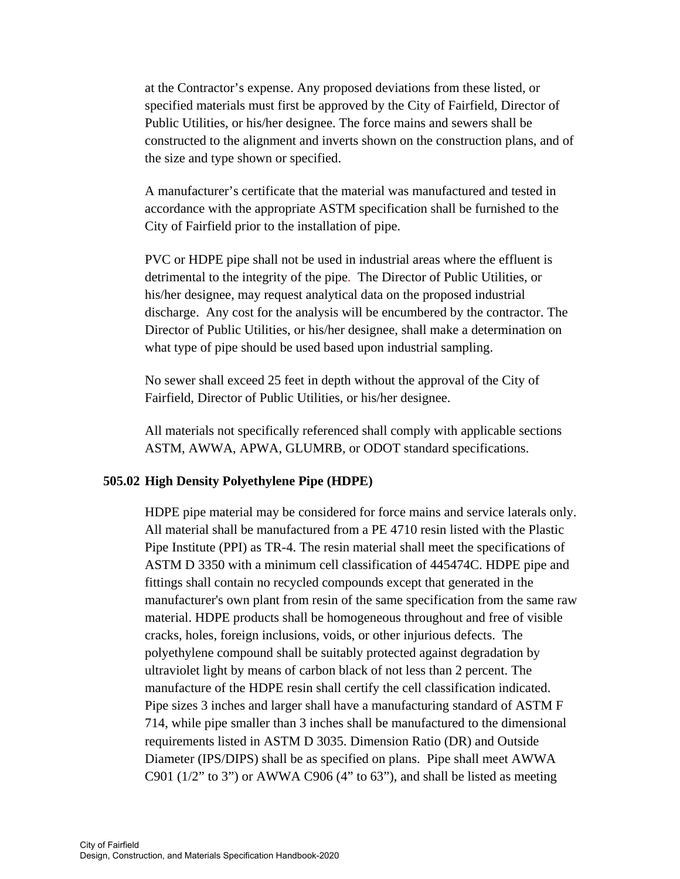at the Contractor's expense. Any proposed deviations from these listed, or specified materials must first be approved by the City of Fairfield, Director of Public Utilities, or his/her designee. The force mains and sewers shall be constructed to the alignment and inverts shown on the construction plans, and of the size and type shown or specified.

A manufacturer's certificate that the material was manufactured and tested in accordance with the appropriate ASTM specification shall be furnished to the City of Fairfield prior to the installation of pipe.

PVC or HDPE pipe shall not be used in industrial areas where the effluent is detrimental to the integrity of the pipe. The Director of Public Utilities, or his/her designee, may request analytical data on the proposed industrial discharge. Any cost for the analysis will be encumbered by the contractor. The Director of Public Utilities, or his/her designee, shall make a determination on what type of pipe should be used based upon industrial sampling.

No sewer shall exceed 25 feet in depth without the approval of the City of Fairfield, Director of Public Utilities, or his/her designee.

All materials not specifically referenced shall comply with applicable sections ASTM, AWWA, APWA, GLUMRB, or ODOT standard specifications.

### 505.02 High Density Polyethylene Pipe (HDPE)

HDPE pipe material may be considered for force mains and service laterals only. All material shall be manufactured from a PE 4710 resin listed with the Plastic Pipe Institute (PPI) as TR-4. The resin material shall meet the specifications of ASTM D 3350 with a minimum cell classification of 445474C. HDPE pipe and fittings shall contain no recycled compounds except that generated in the manufacturer's own plant from resin of the same specification from the same raw material. HDPE products shall be homogeneous throughout and free of visible cracks, holes, foreign inclusions, voids, or other injurious defects. The polyethylene compound shall be suitably protected against degradation by ultraviolet light by means of carbon black of not less than 2 percent. The manufacture of the HDPE resin shall certify the cell classification indicated. Pipe sizes 3 inches and larger shall have a manufacturing standard of ASTM F 714, while pipe smaller than 3 inches shall be manufactured to the dimensional requirements listed in ASTM D 3035. Dimension Ratio (DR) and Outside Diameter (IPS/DIPS) shall be as specified on plans. Pipe shall meet AWWA C901 (1/2" to 3") or AWWA C906 (4" to 63"), and shall be listed as meeting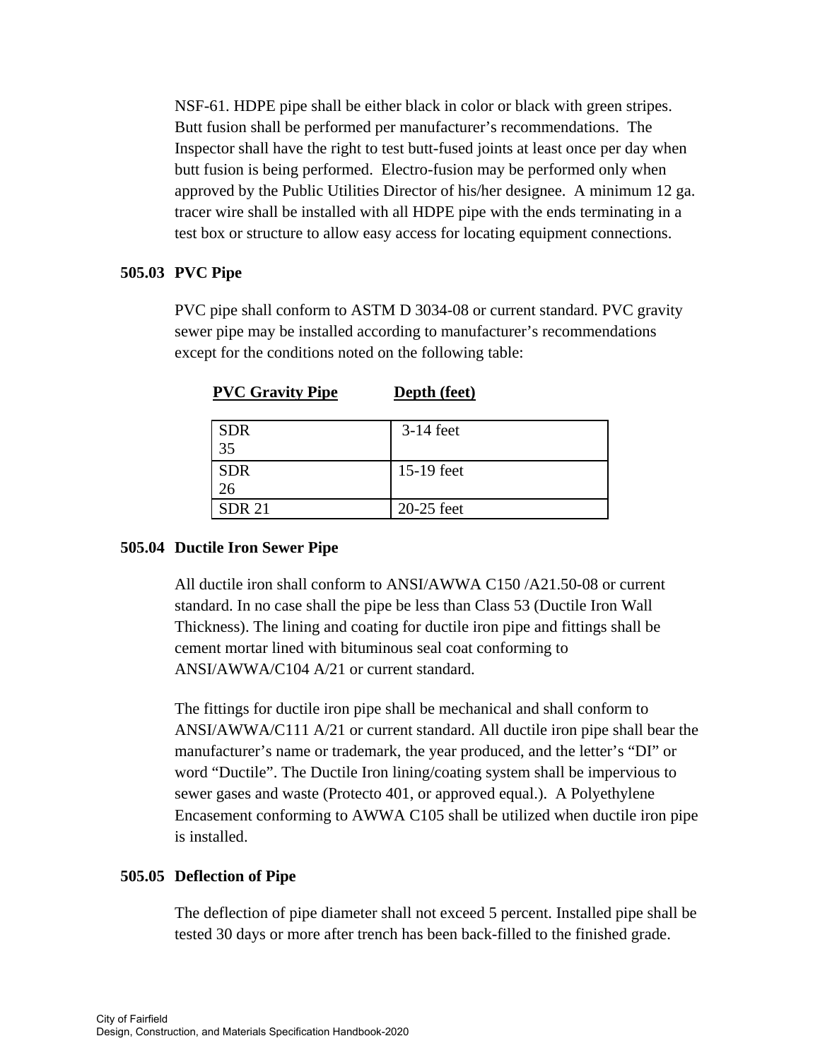NSF-61. HDPE pipe shall be either black in color or black with green stripes. Butt fusion shall be performed per manufacturer's recommendations. The Inspector shall have the right to test butt-fused joints at least once per day when butt fusion is being performed. Electro-fusion may be performed only when approved by the Public Utilities Director of his/her designee. A minimum 12 ga. tracer wire shall be installed with all HDPE pipe with the ends terminating in a test box or structure to allow easy access for locating equipment connections.

### 505.03 PVC Pipe

PVC pipe shall conform to ASTM D 3034-08 or current standard. PVC gravity sewer pipe may be installed according to manufacturer's recommendations except for the conditions noted on the following table:

| PVC Gravity Pipe | Depth (feet) |
|---|---|
| SDR 35 | 3-14 feet |
| SDR 26 | 15-19 feet |
| SDR 21 | 20-25 feet |

### 505.04 Ductile Iron Sewer Pipe

All ductile iron shall conform to ANSI/AWWA C150 /A21.50-08 or current standard. In no case shall the pipe be less than Class 53 (Ductile Iron Wall Thickness). The lining and coating for ductile iron pipe and fittings shall be cement mortar lined with bituminous seal coat conforming to ANSI/AWWA/C104 A/21 or current standard.

The fittings for ductile iron pipe shall be mechanical and shall conform to ANSI/AWWA/C111 A/21 or current standard. All ductile iron pipe shall bear the manufacturer's name or trademark, the year produced, and the letter's "DI" or word "Ductile". The Ductile Iron lining/coating system shall be impervious to sewer gases and waste (Protecto 401, or approved equal.). A Polyethylene Encasement conforming to AWWA C105 shall be utilized when ductile iron pipe is installed.

### 505.05 Deflection of Pipe

The deflection of pipe diameter shall not exceed 5 percent. Installed pipe shall be tested 30 days or more after trench has been back-filled to the finished grade.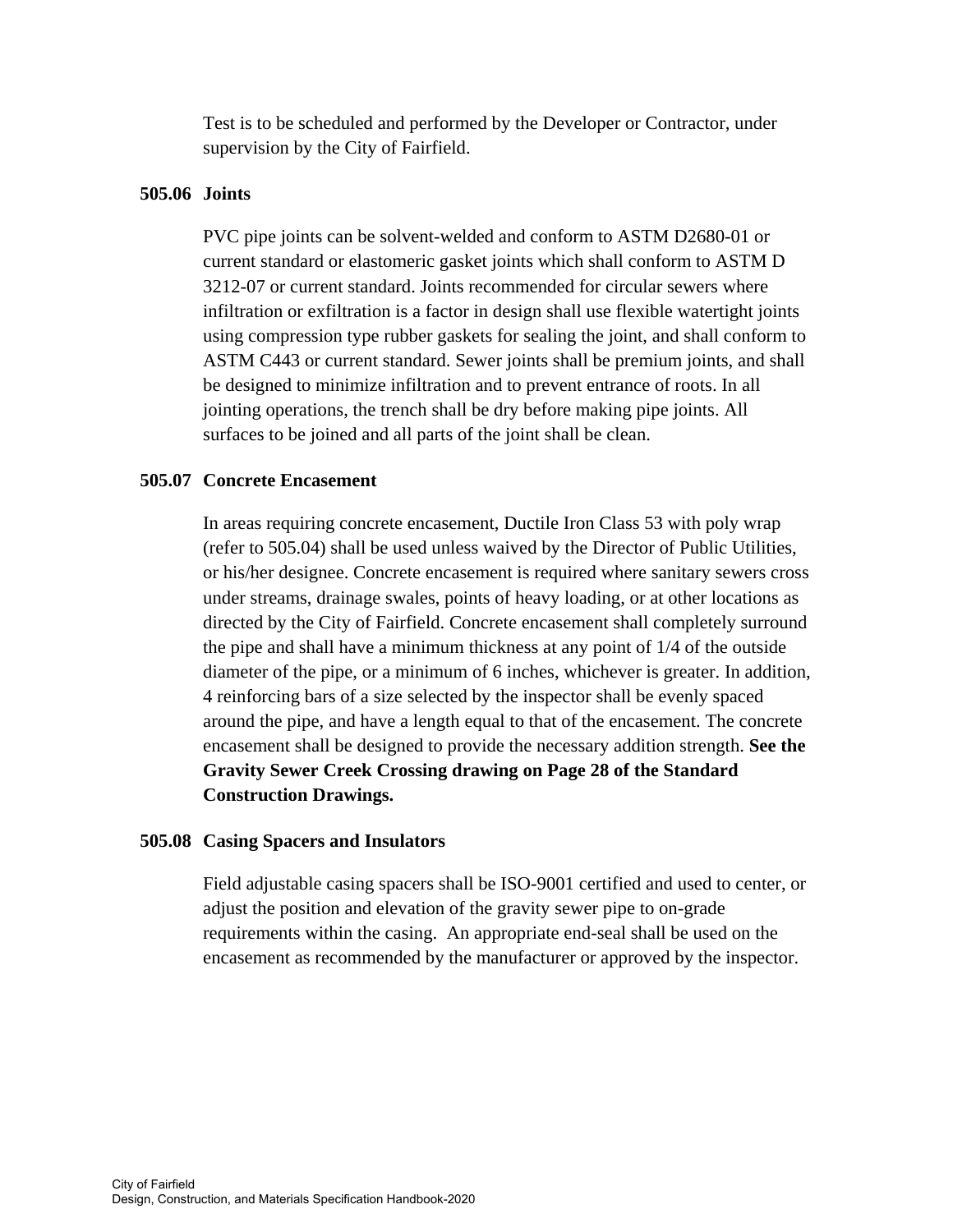Test is to be scheduled and performed by the Developer or Contractor, under supervision by the City of Fairfield.

### 505.06 Joints

PVC pipe joints can be solvent-welded and conform to ASTM D2680-01 or current standard or elastomeric gasket joints which shall conform to ASTM D 3212-07 or current standard. Joints recommended for circular sewers where infiltration or exfiltration is a factor in design shall use flexible watertight joints using compression type rubber gaskets for sealing the joint, and shall conform to ASTM C443 or current standard. Sewer joints shall be premium joints, and shall be designed to minimize infiltration and to prevent entrance of roots. In all jointing operations, the trench shall be dry before making pipe joints. All surfaces to be joined and all parts of the joint shall be clean.

### 505.07 Concrete Encasement

In areas requiring concrete encasement, Ductile Iron Class 53 with poly wrap (refer to 505.04) shall be used unless waived by the Director of Public Utilities, or his/her designee. Concrete encasement is required where sanitary sewers cross under streams, drainage swales, points of heavy loading, or at other locations as directed by the City of Fairfield. Concrete encasement shall completely surround the pipe and shall have a minimum thickness at any point of 1/4 of the outside diameter of the pipe, or a minimum of 6 inches, whichever is greater. In addition, 4 reinforcing bars of a size selected by the inspector shall be evenly spaced around the pipe, and have a length equal to that of the encasement. The concrete encasement shall be designed to provide the necessary addition strength. **See the Gravity Sewer Creek Crossing drawing on Page 28 of the Standard Construction Drawings.**

### 505.08 Casing Spacers and Insulators

Field adjustable casing spacers shall be ISO-9001 certified and used to center, or adjust the position and elevation of the gravity sewer pipe to on-grade requirements within the casing. An appropriate end-seal shall be used on the encasement as recommended by the manufacturer or approved by the inspector.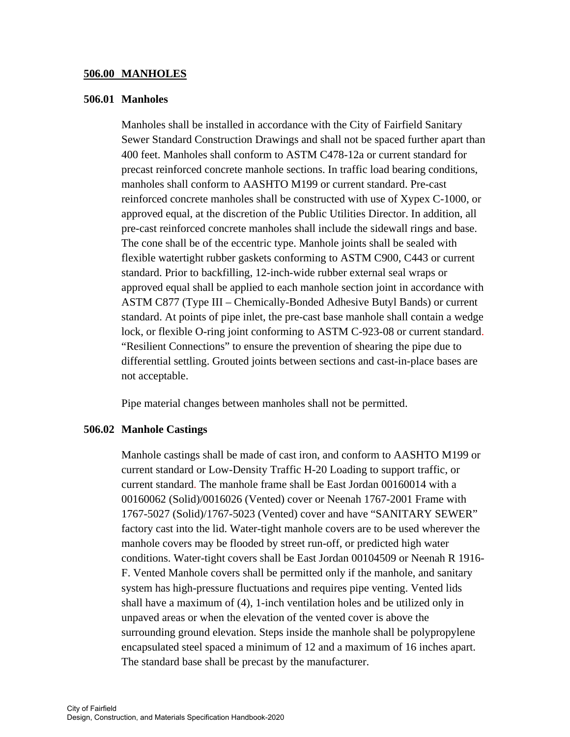## 506.00 MANHOLES

### 506.01 Manholes

Manholes shall be installed in accordance with the City of Fairfield Sanitary Sewer Standard Construction Drawings and shall not be spaced further apart than 400 feet. Manholes shall conform to ASTM C478-12a or current standard for precast reinforced concrete manhole sections. In traffic load bearing conditions, manholes shall conform to AASHTO M199 or current standard. Pre-cast reinforced concrete manholes shall be constructed with use of Xypex C-1000, or approved equal, at the discretion of the Public Utilities Director. In addition, all pre-cast reinforced concrete manholes shall include the sidewall rings and base. The cone shall be of the eccentric type. Manhole joints shall be sealed with flexible watertight rubber gaskets conforming to ASTM C900, C443 or current standard. Prior to backfilling, 12-inch-wide rubber external seal wraps or approved equal shall be applied to each manhole section joint in accordance with ASTM C877 (Type III – Chemically-Bonded Adhesive Butyl Bands) or current standard. At points of pipe inlet, the pre-cast base manhole shall contain a wedge lock, or flexible O-ring joint conforming to ASTM C-923-08 or current standard. "Resilient Connections" to ensure the prevention of shearing the pipe due to differential settling. Grouted joints between sections and cast-in-place bases are not acceptable.

Pipe material changes between manholes shall not be permitted.

### 506.02 Manhole Castings

Manhole castings shall be made of cast iron, and conform to AASHTO M199 or current standard or Low-Density Traffic H-20 Loading to support traffic, or current standard. The manhole frame shall be East Jordan 00160014 with a 00160062 (Solid)/0016026 (Vented) cover or Neenah 1767-2001 Frame with 1767-5027 (Solid)/1767-5023 (Vented) cover and have "SANITARY SEWER" factory cast into the lid. Water-tight manhole covers are to be used wherever the manhole covers may be flooded by street run-off, or predicted high water conditions. Water-tight covers shall be East Jordan 00104509 or Neenah R 1916-F. Vented Manhole covers shall be permitted only if the manhole, and sanitary system has high-pressure fluctuations and requires pipe venting. Vented lids shall have a maximum of (4), 1-inch ventilation holes and be utilized only in unpaved areas or when the elevation of the vented cover is above the surrounding ground elevation. Steps inside the manhole shall be polypropylene encapsulated steel spaced a minimum of 12 and a maximum of 16 inches apart. The standard base shall be precast by the manufacturer.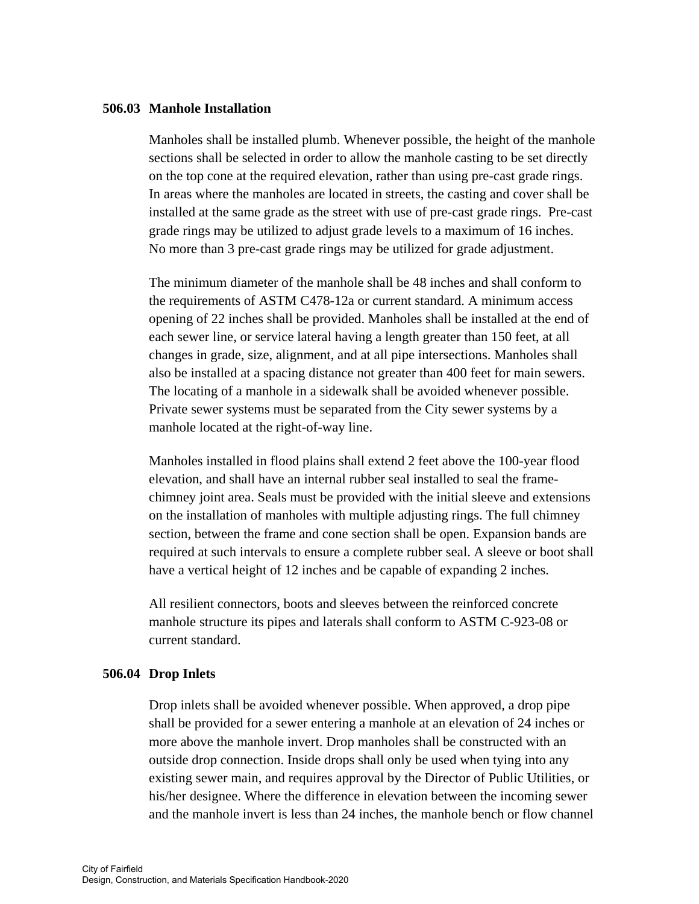### 506.03 Manhole Installation

Manholes shall be installed plumb. Whenever possible, the height of the manhole sections shall be selected in order to allow the manhole casting to be set directly on the top cone at the required elevation, rather than using pre-cast grade rings. In areas where the manholes are located in streets, the casting and cover shall be installed at the same grade as the street with use of pre-cast grade rings. Pre-cast grade rings may be utilized to adjust grade levels to a maximum of 16 inches. No more than 3 pre-cast grade rings may be utilized for grade adjustment.

The minimum diameter of the manhole shall be 48 inches and shall conform to the requirements of ASTM C478-12a or current standard. A minimum access opening of 22 inches shall be provided. Manholes shall be installed at the end of each sewer line, or service lateral having a length greater than 150 feet, at all changes in grade, size, alignment, and at all pipe intersections. Manholes shall also be installed at a spacing distance not greater than 400 feet for main sewers. The locating of a manhole in a sidewalk shall be avoided whenever possible. Private sewer systems must be separated from the City sewer systems by a manhole located at the right-of-way line.

Manholes installed in flood plains shall extend 2 feet above the 100-year flood elevation, and shall have an internal rubber seal installed to seal the frame-chimney joint area. Seals must be provided with the initial sleeve and extensions on the installation of manholes with multiple adjusting rings. The full chimney section, between the frame and cone section shall be open. Expansion bands are required at such intervals to ensure a complete rubber seal. A sleeve or boot shall have a vertical height of 12 inches and be capable of expanding 2 inches.

All resilient connectors, boots and sleeves between the reinforced concrete manhole structure its pipes and laterals shall conform to ASTM C-923-08 or current standard.

### 506.04 Drop Inlets

Drop inlets shall be avoided whenever possible. When approved, a drop pipe shall be provided for a sewer entering a manhole at an elevation of 24 inches or more above the manhole invert. Drop manholes shall be constructed with an outside drop connection. Inside drops shall only be used when tying into any existing sewer main, and requires approval by the Director of Public Utilities, or his/her designee. Where the difference in elevation between the incoming sewer and the manhole invert is less than 24 inches, the manhole bench or flow channel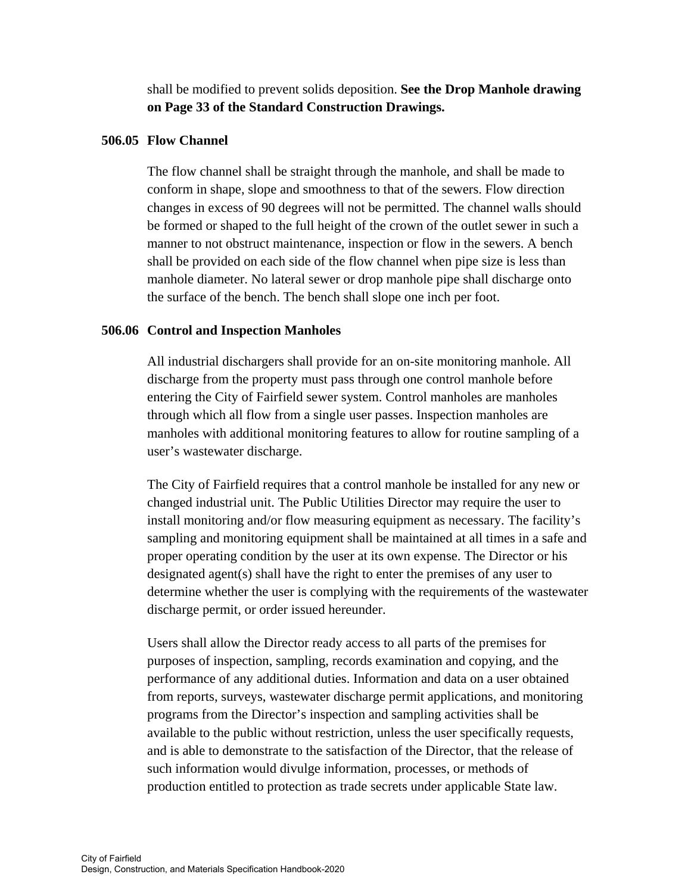shall be modified to prevent solids deposition. **See the Drop Manhole drawing on Page 33 of the Standard Construction Drawings.**

### 506.05 Flow Channel

The flow channel shall be straight through the manhole, and shall be made to conform in shape, slope and smoothness to that of the sewers. Flow direction changes in excess of 90 degrees will not be permitted. The channel walls should be formed or shaped to the full height of the crown of the outlet sewer in such a manner to not obstruct maintenance, inspection or flow in the sewers. A bench shall be provided on each side of the flow channel when pipe size is less than manhole diameter. No lateral sewer or drop manhole pipe shall discharge onto the surface of the bench. The bench shall slope one inch per foot.

### 506.06 Control and Inspection Manholes

All industrial dischargers shall provide for an on-site monitoring manhole. All discharge from the property must pass through one control manhole before entering the City of Fairfield sewer system. Control manholes are manholes through which all flow from a single user passes. Inspection manholes are manholes with additional monitoring features to allow for routine sampling of a user's wastewater discharge.

The City of Fairfield requires that a control manhole be installed for any new or changed industrial unit. The Public Utilities Director may require the user to install monitoring and/or flow measuring equipment as necessary. The facility's sampling and monitoring equipment shall be maintained at all times in a safe and proper operating condition by the user at its own expense. The Director or his designated agent(s) shall have the right to enter the premises of any user to determine whether the user is complying with the requirements of the wastewater discharge permit, or order issued hereunder.

Users shall allow the Director ready access to all parts of the premises for purposes of inspection, sampling, records examination and copying, and the performance of any additional duties. Information and data on a user obtained from reports, surveys, wastewater discharge permit applications, and monitoring programs from the Director's inspection and sampling activities shall be available to the public without restriction, unless the user specifically requests, and is able to demonstrate to the satisfaction of the Director, that the release of such information would divulge information, processes, or methods of production entitled to protection as trade secrets under applicable State law.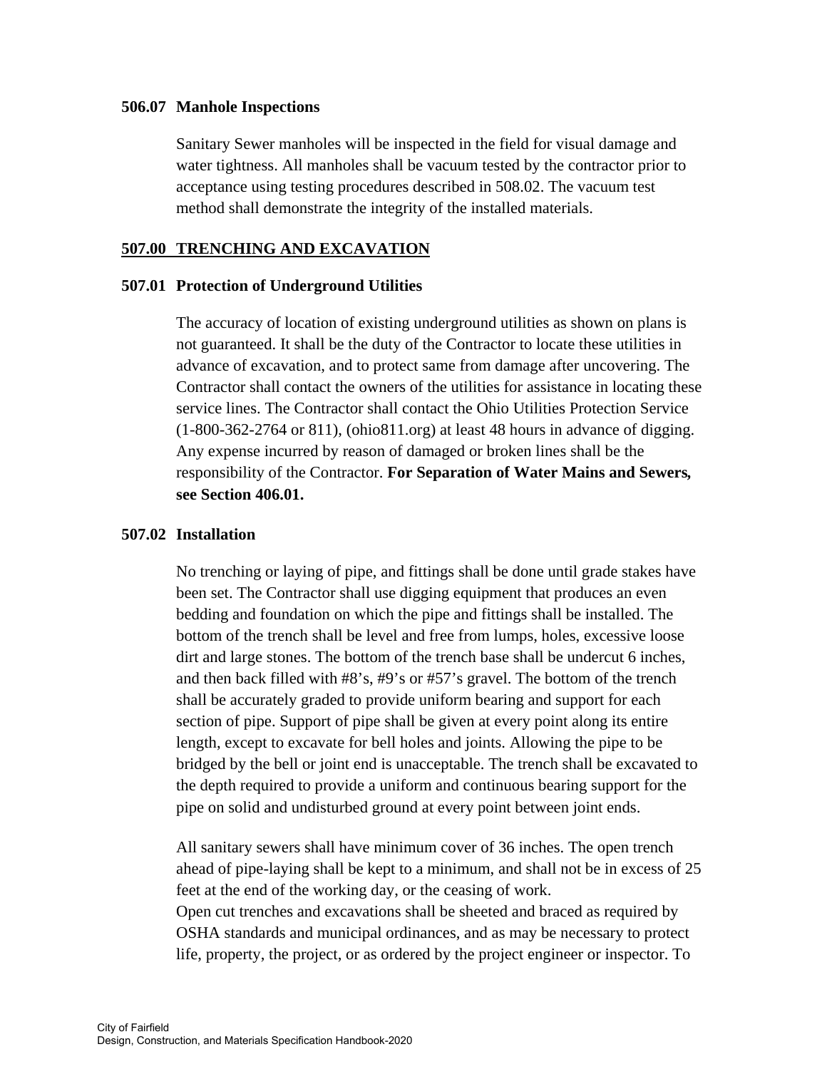### 506.07 Manhole Inspections

Sanitary Sewer manholes will be inspected in the field for visual damage and water tightness. All manholes shall be vacuum tested by the contractor prior to acceptance using testing procedures described in 508.02. The vacuum test method shall demonstrate the integrity of the installed materials.

## 507.00 TRENCHING AND EXCAVATION

### 507.01 Protection of Underground Utilities

The accuracy of location of existing underground utilities as shown on plans is not guaranteed. It shall be the duty of the Contractor to locate these utilities in advance of excavation, and to protect same from damage after uncovering. The Contractor shall contact the owners of the utilities for assistance in locating these service lines. The Contractor shall contact the Ohio Utilities Protection Service (1-800-362-2764 or 811), (ohio811.org) at least 48 hours in advance of digging. Any expense incurred by reason of damaged or broken lines shall be the responsibility of the Contractor. **For Separation of Water Mains and Sewers, see Section 406.01.**

### 507.02 Installation

No trenching or laying of pipe, and fittings shall be done until grade stakes have been set. The Contractor shall use digging equipment that produces an even bedding and foundation on which the pipe and fittings shall be installed. The bottom of the trench shall be level and free from lumps, holes, excessive loose dirt and large stones. The bottom of the trench base shall be undercut 6 inches, and then back filled with #8's, #9's or #57's gravel. The bottom of the trench shall be accurately graded to provide uniform bearing and support for each section of pipe. Support of pipe shall be given at every point along its entire length, except to excavate for bell holes and joints. Allowing the pipe to be bridged by the bell or joint end is unacceptable. The trench shall be excavated to the depth required to provide a uniform and continuous bearing support for the pipe on solid and undisturbed ground at every point between joint ends.

All sanitary sewers shall have minimum cover of 36 inches. The open trench ahead of pipe-laying shall be kept to a minimum, and shall not be in excess of 25 feet at the end of the working day, or the ceasing of work.
Open cut trenches and excavations shall be sheeted and braced as required by OSHA standards and municipal ordinances, and as may be necessary to protect life, property, the project, or as ordered by the project engineer or inspector. To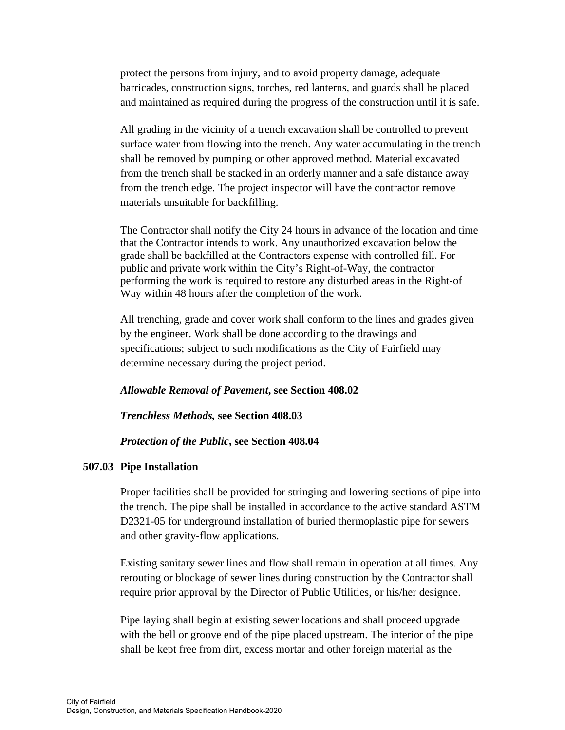protect the persons from injury, and to avoid property damage, adequate barricades, construction signs, torches, red lanterns, and guards shall be placed and maintained as required during the progress of the construction until it is safe.

All grading in the vicinity of a trench excavation shall be controlled to prevent surface water from flowing into the trench. Any water accumulating in the trench shall be removed by pumping or other approved method. Material excavated from the trench shall be stacked in an orderly manner and a safe distance away from the trench edge. The project inspector will have the contractor remove materials unsuitable for backfilling.

The Contractor shall notify the City 24 hours in advance of the location and time that the Contractor intends to work. Any unauthorized excavation below the grade shall be backfilled at the Contractors expense with controlled fill. For public and private work within the City's Right-of-Way, the contractor performing the work is required to restore any disturbed areas in the Right-of Way within 48 hours after the completion of the work.

All trenching, grade and cover work shall conform to the lines and grades given by the engineer. Work shall be done according to the drawings and specifications; subject to such modifications as the City of Fairfield may determine necessary during the project period.

***Allowable Removal of Pavement*, see Section 408.02**

***Trenchless Methods*, see Section 408.03**

***Protection of the Public*, see Section 408.04**

### 507.03 Pipe Installation

Proper facilities shall be provided for stringing and lowering sections of pipe into the trench. The pipe shall be installed in accordance to the active standard ASTM D2321-05 for underground installation of buried thermoplastic pipe for sewers and other gravity-flow applications.

Existing sanitary sewer lines and flow shall remain in operation at all times. Any rerouting or blockage of sewer lines during construction by the Contractor shall require prior approval by the Director of Public Utilities, or his/her designee.

Pipe laying shall begin at existing sewer locations and shall proceed upgrade with the bell or groove end of the pipe placed upstream. The interior of the pipe shall be kept free from dirt, excess mortar and other foreign material as the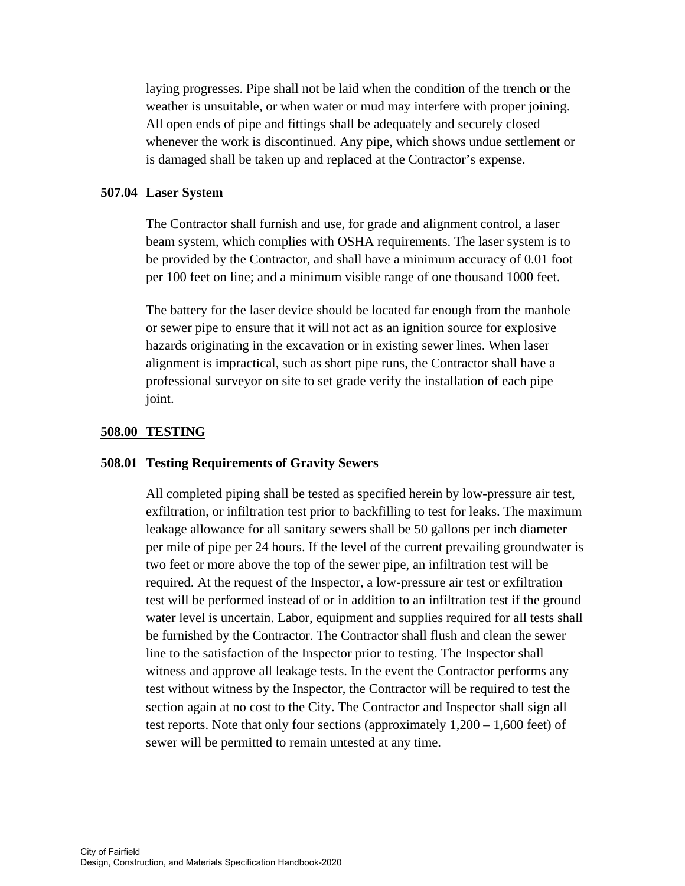laying progresses. Pipe shall not be laid when the condition of the trench or the weather is unsuitable, or when water or mud may interfere with proper joining. All open ends of pipe and fittings shall be adequately and securely closed whenever the work is discontinued. Any pipe, which shows undue settlement or is damaged shall be taken up and replaced at the Contractor's expense.

### 507.04 Laser System

The Contractor shall furnish and use, for grade and alignment control, a laser beam system, which complies with OSHA requirements. The laser system is to be provided by the Contractor, and shall have a minimum accuracy of 0.01 foot per 100 feet on line; and a minimum visible range of one thousand 1000 feet.

The battery for the laser device should be located far enough from the manhole or sewer pipe to ensure that it will not act as an ignition source for explosive hazards originating in the excavation or in existing sewer lines. When laser alignment is impractical, such as short pipe runs, the Contractor shall have a professional surveyor on site to set grade verify the installation of each pipe joint.

## 508.00 TESTING

### 508.01 Testing Requirements of Gravity Sewers

All completed piping shall be tested as specified herein by low-pressure air test, exfiltration, or infiltration test prior to backfilling to test for leaks. The maximum leakage allowance for all sanitary sewers shall be 50 gallons per inch diameter per mile of pipe per 24 hours. If the level of the current prevailing groundwater is two feet or more above the top of the sewer pipe, an infiltration test will be required. At the request of the Inspector, a low-pressure air test or exfiltration test will be performed instead of or in addition to an infiltration test if the ground water level is uncertain. Labor, equipment and supplies required for all tests shall be furnished by the Contractor. The Contractor shall flush and clean the sewer line to the satisfaction of the Inspector prior to testing. The Inspector shall witness and approve all leakage tests. In the event the Contractor performs any test without witness by the Inspector, the Contractor will be required to test the section again at no cost to the City. The Contractor and Inspector shall sign all test reports. Note that only four sections (approximately 1,200 – 1,600 feet) of sewer will be permitted to remain untested at any time.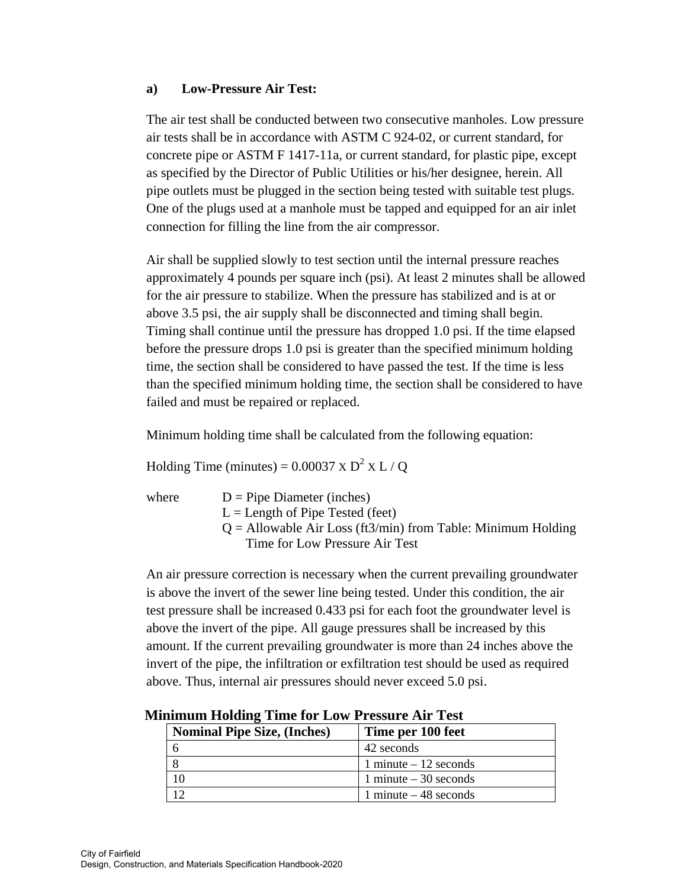**a) Low-Pressure Air Test:**

The air test shall be conducted between two consecutive manholes. Low pressure air tests shall be in accordance with ASTM C 924-02, or current standard, for concrete pipe or ASTM F 1417-11a, or current standard, for plastic pipe, except as specified by the Director of Public Utilities or his/her designee, herein. All pipe outlets must be plugged in the section being tested with suitable test plugs. One of the plugs used at a manhole must be tapped and equipped for an air inlet connection for filling the line from the air compressor.

Air shall be supplied slowly to test section until the internal pressure reaches approximately 4 pounds per square inch (psi). At least 2 minutes shall be allowed for the air pressure to stabilize. When the pressure has stabilized and is at or above 3.5 psi, the air supply shall be disconnected and timing shall begin. Timing shall continue until the pressure has dropped 1.0 psi. If the time elapsed before the pressure drops 1.0 psi is greater than the specified minimum holding time, the section shall be considered to have passed the test. If the time is less than the specified minimum holding time, the section shall be considered to have failed and must be repaired or replaced.

Minimum holding time shall be calculated from the following equation:

Holding Time (minutes) = $0.00037 \times D^2 \times L / Q$

where
- D = Pipe Diameter (inches)
- L = Length of Pipe Tested (feet)
- Q = Allowable Air Loss (ft3/min) from Table: Minimum Holding Time for Low Pressure Air Test

An air pressure correction is necessary when the current prevailing groundwater is above the invert of the sewer line being tested. Under this condition, the air test pressure shall be increased 0.433 psi for each foot the groundwater level is above the invert of the pipe. All gauge pressures shall be increased by this amount. If the current prevailing groundwater is more than 24 inches above the invert of the pipe, the infiltration or exfiltration test should be used as required above. Thus, internal air pressures should never exceed 5.0 psi.

**Minimum Holding Time for Low Pressure Air Test**

| Nominal Pipe Size, (Inches) | Time per 100 feet |
|---|---|
| 6 | 42 seconds |
| 8 | 1 minute – 12 seconds |
| 10 | 1 minute – 30 seconds |
| 12 | 1 minute – 48 seconds |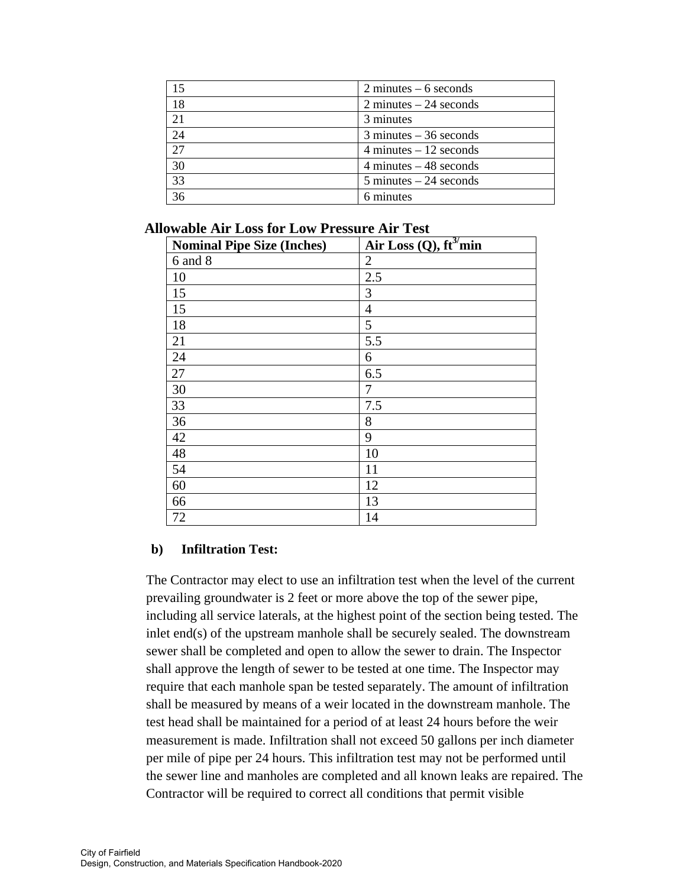| | |
|---|---|
| 15 | 2 minutes – 6 seconds |
| 18 | 2 minutes – 24 seconds |
| 21 | 3 minutes |
| 24 | 3 minutes – 36 seconds |
| 27 | 4 minutes – 12 seconds |
| 30 | 4 minutes – 48 seconds |
| 33 | 5 minutes – 24 seconds |
| 36 | 6 minutes |

**Allowable Air Loss for Low Pressure Air Test**

| Nominal Pipe Size (Inches) | Air Loss (Q), $ft^{3/}min$ |
|---|---|
| 6 and 8 | 2 |
| 10 | 2.5 |
| 15 | 3 |
| 15 | 4 |
| 18 | 5 |
| 21 | 5.5 |
| 24 | 6 |
| 27 | 6.5 |
| 30 | 7 |
| 33 | 7.5 |
| 36 | 8 |
| 42 | 9 |
| 48 | 10 |
| 54 | 11 |
| 60 | 12 |
| 66 | 13 |
| 72 | 14 |

**b) Infiltration Test:**

The Contractor may elect to use an infiltration test when the level of the current prevailing groundwater is 2 feet or more above the top of the sewer pipe, including all service laterals, at the highest point of the section being tested. The inlet end(s) of the upstream manhole shall be securely sealed. The downstream sewer shall be completed and open to allow the sewer to drain. The Inspector shall approve the length of sewer to be tested at one time. The Inspector may require that each manhole span be tested separately. The amount of infiltration shall be measured by means of a weir located in the downstream manhole. The test head shall be maintained for a period of at least 24 hours before the weir measurement is made. Infiltration shall not exceed 50 gallons per inch diameter per mile of pipe per 24 hours. This infiltration test may not be performed until the sewer line and manholes are completed and all known leaks are repaired. The Contractor will be required to correct all conditions that permit visible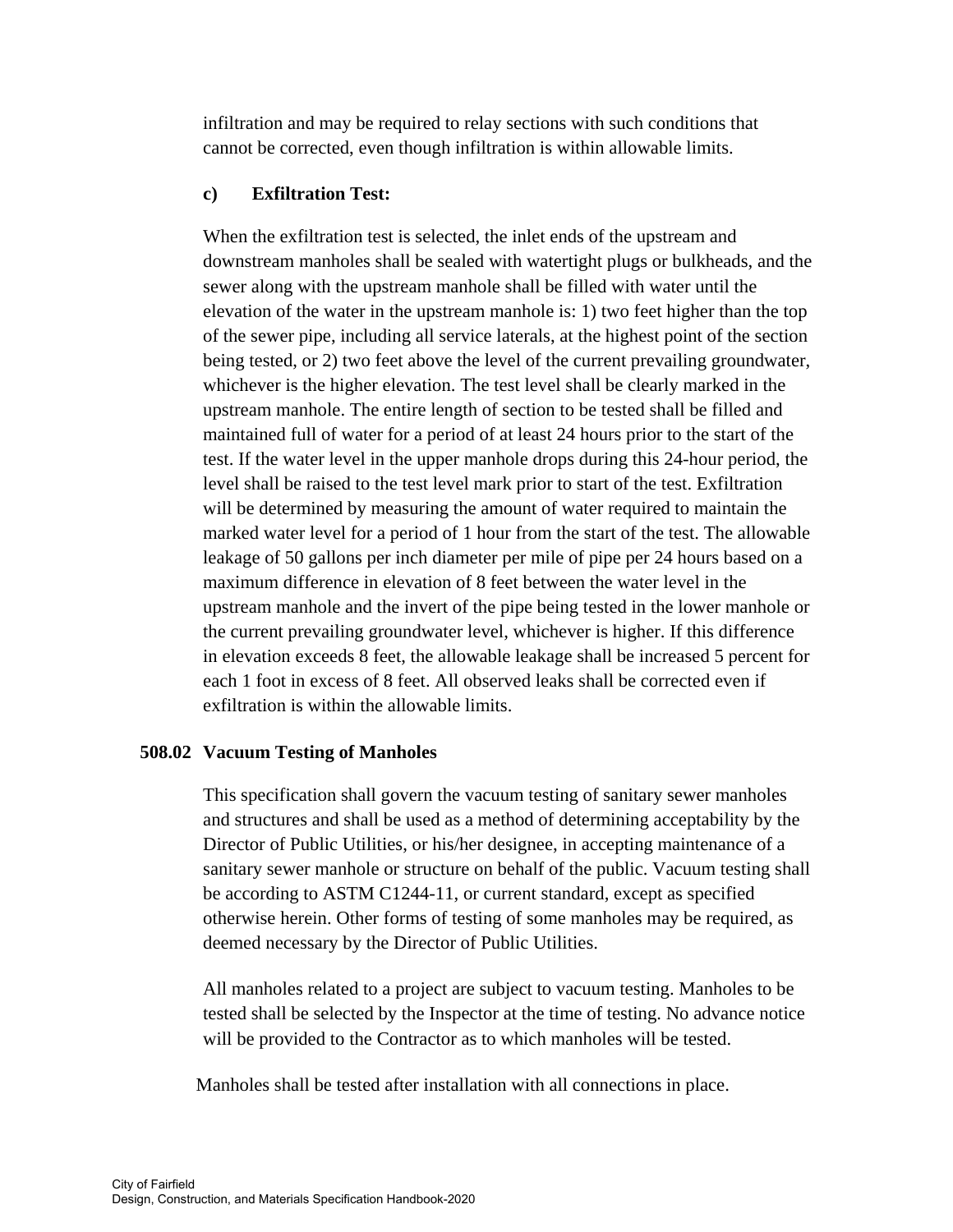infiltration and may be required to relay sections with such conditions that cannot be corrected, even though infiltration is within allowable limits.

**c) Exfiltration Test:**

When the exfiltration test is selected, the inlet ends of the upstream and downstream manholes shall be sealed with watertight plugs or bulkheads, and the sewer along with the upstream manhole shall be filled with water until the elevation of the water in the upstream manhole is: 1) two feet higher than the top of the sewer pipe, including all service laterals, at the highest point of the section being tested, or 2) two feet above the level of the current prevailing groundwater, whichever is the higher elevation. The test level shall be clearly marked in the upstream manhole. The entire length of section to be tested shall be filled and maintained full of water for a period of at least 24 hours prior to the start of the test. If the water level in the upper manhole drops during this 24-hour period, the level shall be raised to the test level mark prior to start of the test. Exfiltration will be determined by measuring the amount of water required to maintain the marked water level for a period of 1 hour from the start of the test. The allowable leakage of 50 gallons per inch diameter per mile of pipe per 24 hours based on a maximum difference in elevation of 8 feet between the water level in the upstream manhole and the invert of the pipe being tested in the lower manhole or the current prevailing groundwater level, whichever is higher. If this difference in elevation exceeds 8 feet, the allowable leakage shall be increased 5 percent for each 1 foot in excess of 8 feet. All observed leaks shall be corrected even if exfiltration is within the allowable limits.

### 508.02 Vacuum Testing of Manholes

This specification shall govern the vacuum testing of sanitary sewer manholes and structures and shall be used as a method of determining acceptability by the Director of Public Utilities, or his/her designee, in accepting maintenance of a sanitary sewer manhole or structure on behalf of the public. Vacuum testing shall be according to ASTM C1244-11, or current standard, except as specified otherwise herein. Other forms of testing of some manholes may be required, as deemed necessary by the Director of Public Utilities.

All manholes related to a project are subject to vacuum testing. Manholes to be tested shall be selected by the Inspector at the time of testing. No advance notice will be provided to the Contractor as to which manholes will be tested.

Manholes shall be tested after installation with all connections in place.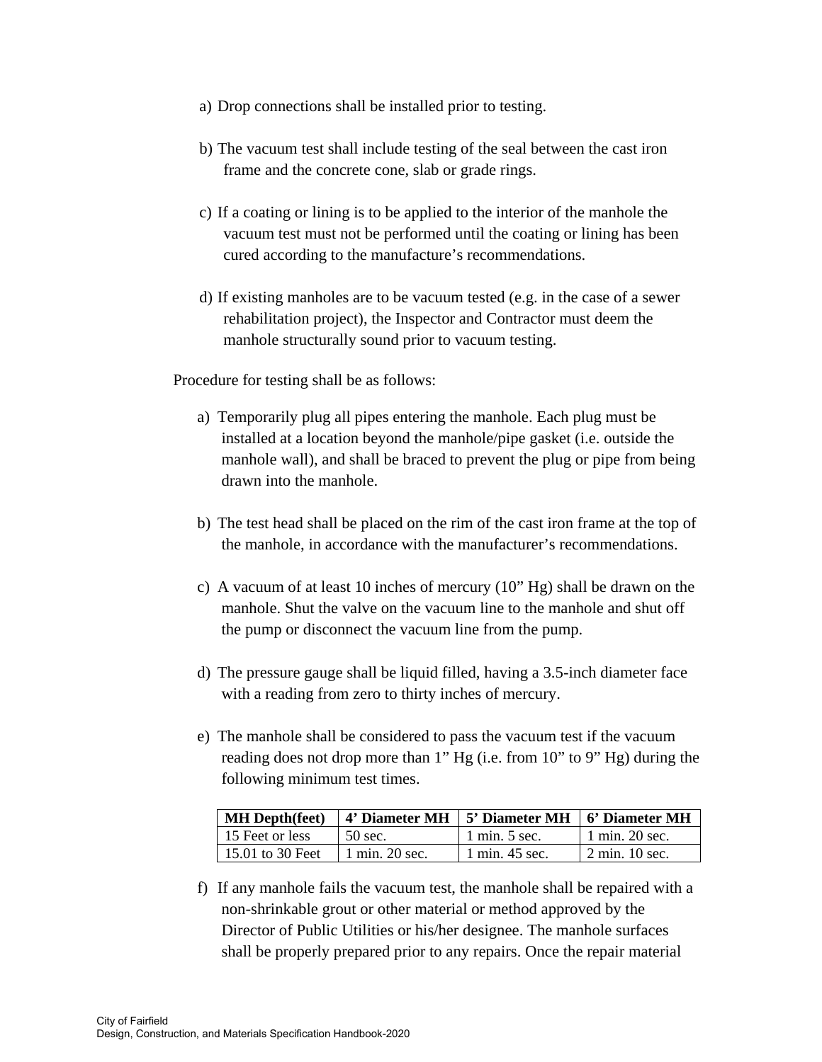a) Drop connections shall be installed prior to testing.

b) The vacuum test shall include testing of the seal between the cast iron frame and the concrete cone, slab or grade rings.

c) If a coating or lining is to be applied to the interior of the manhole the vacuum test must not be performed until the coating or lining has been cured according to the manufacture's recommendations.

d) If existing manholes are to be vacuum tested (e.g. in the case of a sewer rehabilitation project), the Inspector and Contractor must deem the manhole structurally sound prior to vacuum testing.

Procedure for testing shall be as follows:

a) Temporarily plug all pipes entering the manhole. Each plug must be installed at a location beyond the manhole/pipe gasket (i.e. outside the manhole wall), and shall be braced to prevent the plug or pipe from being drawn into the manhole.

b) The test head shall be placed on the rim of the cast iron frame at the top of the manhole, in accordance with the manufacturer's recommendations.

c) A vacuum of at least 10 inches of mercury (10" Hg) shall be drawn on the manhole. Shut the valve on the vacuum line to the manhole and shut off the pump or disconnect the vacuum line from the pump.

d) The pressure gauge shall be liquid filled, having a 3.5-inch diameter face with a reading from zero to thirty inches of mercury.

e) The manhole shall be considered to pass the vacuum test if the vacuum reading does not drop more than 1" Hg (i.e. from 10" to 9" Hg) during the following minimum test times.

| MH Depth(feet) | 4' Diameter MH | 5' Diameter MH | 6' Diameter MH |
|---|---|---|---|
| 15 Feet or less | 50 sec. | 1 min. 5 sec. | 1 min. 20 sec. |
| 15.01 to 30 Feet | 1 min. 20 sec. | 1 min. 45 sec. | 2 min. 10 sec. |

f) If any manhole fails the vacuum test, the manhole shall be repaired with a non-shrinkable grout or other material or method approved by the Director of Public Utilities or his/her designee. The manhole surfaces shall be properly prepared prior to any repairs. Once the repair material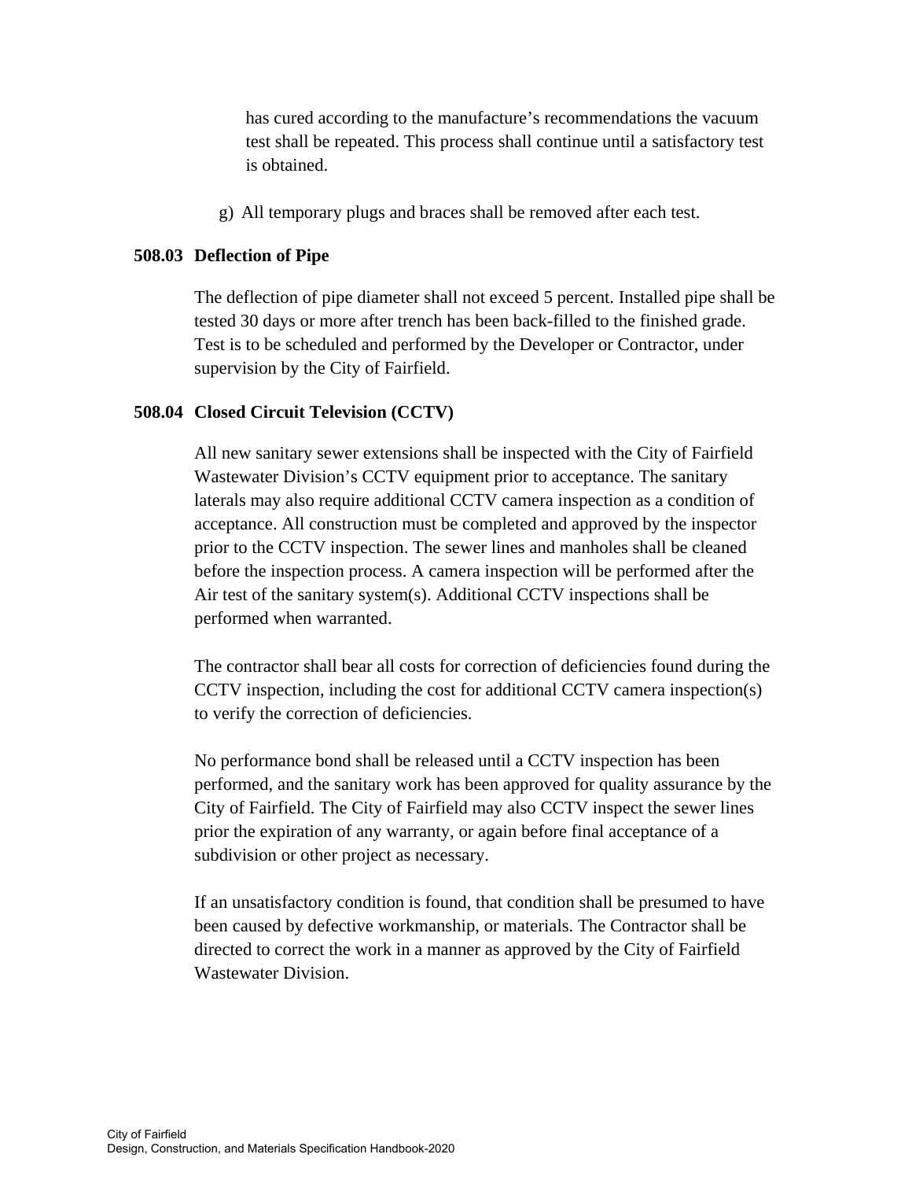has cured according to the manufacture's recommendations the vacuum test shall be repeated. This process shall continue until a satisfactory test is obtained.

g) All temporary plugs and braces shall be removed after each test.

### 508.03 Deflection of Pipe

The deflection of pipe diameter shall not exceed 5 percent. Installed pipe shall be tested 30 days or more after trench has been back-filled to the finished grade. Test is to be scheduled and performed by the Developer or Contractor, under supervision by the City of Fairfield.

### 508.04 Closed Circuit Television (CCTV)

All new sanitary sewer extensions shall be inspected with the City of Fairfield Wastewater Division's CCTV equipment prior to acceptance. The sanitary laterals may also require additional CCTV camera inspection as a condition of acceptance. All construction must be completed and approved by the inspector prior to the CCTV inspection. The sewer lines and manholes shall be cleaned before the inspection process. A camera inspection will be performed after the Air test of the sanitary system(s). Additional CCTV inspections shall be performed when warranted.

The contractor shall bear all costs for correction of deficiencies found during the CCTV inspection, including the cost for additional CCTV camera inspection(s) to verify the correction of deficiencies.

No performance bond shall be released until a CCTV inspection has been performed, and the sanitary work has been approved for quality assurance by the City of Fairfield. The City of Fairfield may also CCTV inspect the sewer lines prior the expiration of any warranty, or again before final acceptance of a subdivision or other project as necessary.

If an unsatisfactory condition is found, that condition shall be presumed to have been caused by defective workmanship, or materials. The Contractor shall be directed to correct the work in a manner as approved by the City of Fairfield Wastewater Division.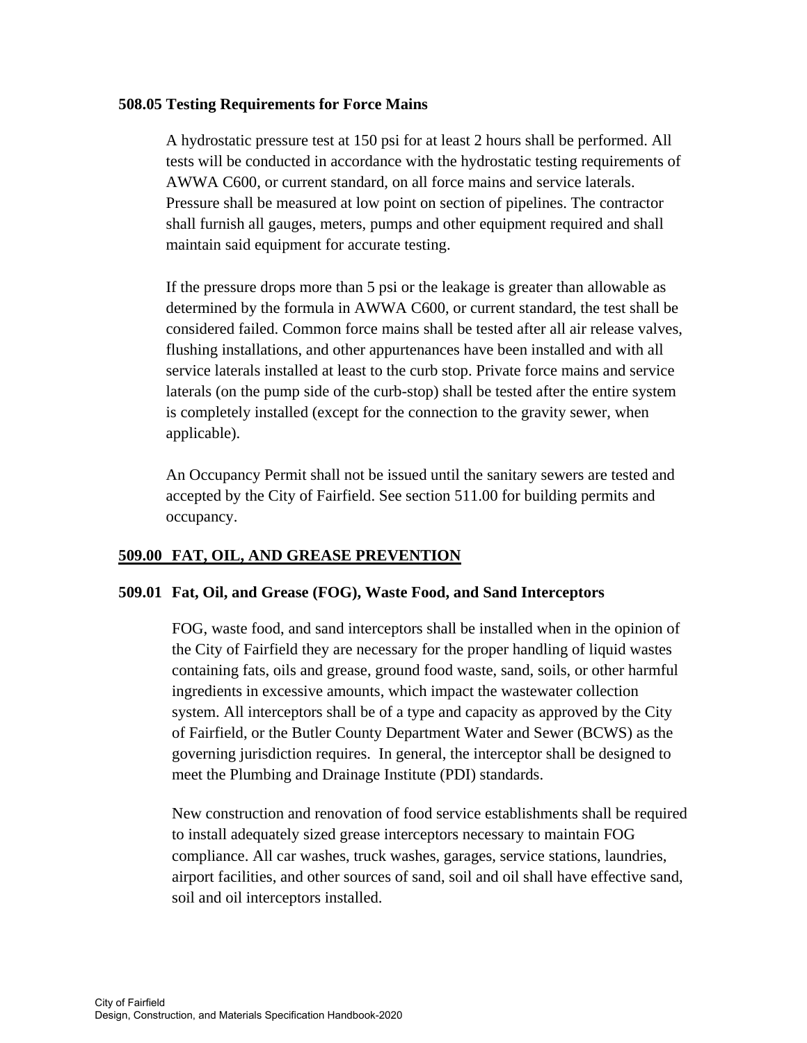### 508.05 Testing Requirements for Force Mains

A hydrostatic pressure test at 150 psi for at least 2 hours shall be performed. All tests will be conducted in accordance with the hydrostatic testing requirements of AWWA C600, or current standard, on all force mains and service laterals. Pressure shall be measured at low point on section of pipelines. The contractor shall furnish all gauges, meters, pumps and other equipment required and shall maintain said equipment for accurate testing.

If the pressure drops more than 5 psi or the leakage is greater than allowable as determined by the formula in AWWA C600, or current standard, the test shall be considered failed. Common force mains shall be tested after all air release valves, flushing installations, and other appurtenances have been installed and with all service laterals installed at least to the curb stop. Private force mains and service laterals (on the pump side of the curb-stop) shall be tested after the entire system is completely installed (except for the connection to the gravity sewer, when applicable).

An Occupancy Permit shall not be issued until the sanitary sewers are tested and accepted by the City of Fairfield. See section 511.00 for building permits and occupancy.

## 509.00 FAT, OIL, AND GREASE PREVENTION

### 509.01 Fat, Oil, and Grease (FOG), Waste Food, and Sand Interceptors

FOG, waste food, and sand interceptors shall be installed when in the opinion of the City of Fairfield they are necessary for the proper handling of liquid wastes containing fats, oils and grease, ground food waste, sand, soils, or other harmful ingredients in excessive amounts, which impact the wastewater collection system. All interceptors shall be of a type and capacity as approved by the City of Fairfield, or the Butler County Department Water and Sewer (BCWS) as the governing jurisdiction requires. In general, the interceptor shall be designed to meet the Plumbing and Drainage Institute (PDI) standards.

New construction and renovation of food service establishments shall be required to install adequately sized grease interceptors necessary to maintain FOG compliance. All car washes, truck washes, garages, service stations, laundries, airport facilities, and other sources of sand, soil and oil shall have effective sand, soil and oil interceptors installed.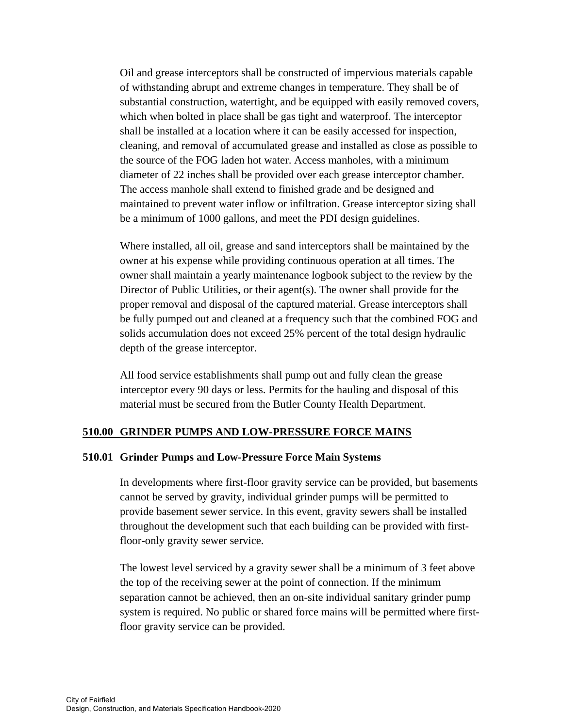Oil and grease interceptors shall be constructed of impervious materials capable of withstanding abrupt and extreme changes in temperature. They shall be of substantial construction, watertight, and be equipped with easily removed covers, which when bolted in place shall be gas tight and waterproof. The interceptor shall be installed at a location where it can be easily accessed for inspection, cleaning, and removal of accumulated grease and installed as close as possible to the source of the FOG laden hot water. Access manholes, with a minimum diameter of 22 inches shall be provided over each grease interceptor chamber. The access manhole shall extend to finished grade and be designed and maintained to prevent water inflow or infiltration. Grease interceptor sizing shall be a minimum of 1000 gallons, and meet the PDI design guidelines.

Where installed, all oil, grease and sand interceptors shall be maintained by the owner at his expense while providing continuous operation at all times. The owner shall maintain a yearly maintenance logbook subject to the review by the Director of Public Utilities, or their agent(s). The owner shall provide for the proper removal and disposal of the captured material. Grease interceptors shall be fully pumped out and cleaned at a frequency such that the combined FOG and solids accumulation does not exceed 25% percent of the total design hydraulic depth of the grease interceptor.

All food service establishments shall pump out and fully clean the grease interceptor every 90 days or less. Permits for the hauling and disposal of this material must be secured from the Butler County Health Department.

## 510.00 GRINDER PUMPS AND LOW-PRESSURE FORCE MAINS

### 510.01 Grinder Pumps and Low-Pressure Force Main Systems

In developments where first-floor gravity service can be provided, but basements cannot be served by gravity, individual grinder pumps will be permitted to provide basement sewer service. In this event, gravity sewers shall be installed throughout the development such that each building can be provided with first-floor-only gravity sewer service.

The lowest level serviced by a gravity sewer shall be a minimum of 3 feet above the top of the receiving sewer at the point of connection. If the minimum separation cannot be achieved, then an on-site individual sanitary grinder pump system is required. No public or shared force mains will be permitted where first-floor gravity service can be provided.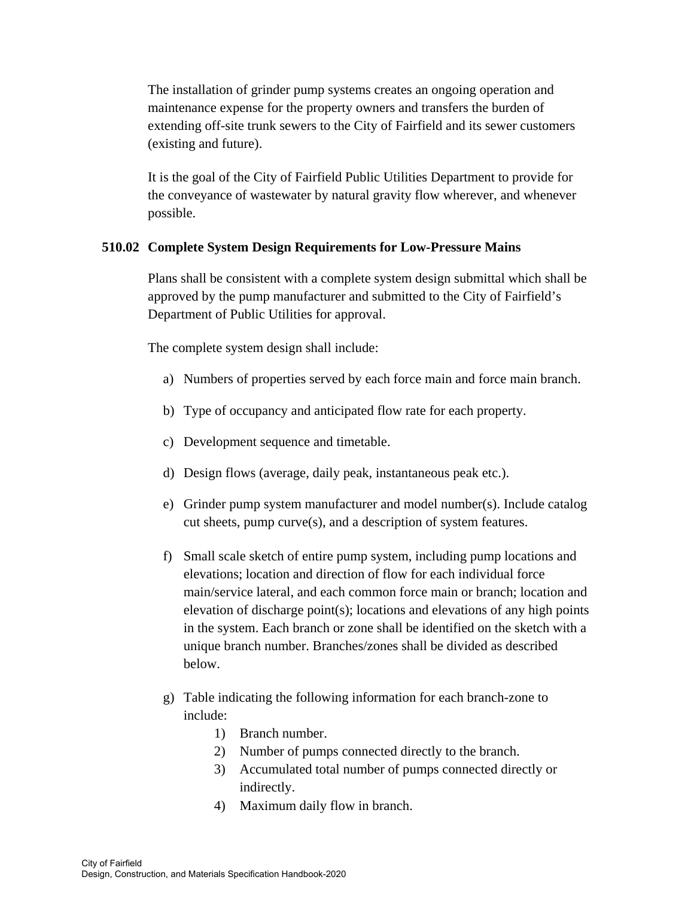The installation of grinder pump systems creates an ongoing operation and maintenance expense for the property owners and transfers the burden of extending off-site trunk sewers to the City of Fairfield and its sewer customers (existing and future).

It is the goal of the City of Fairfield Public Utilities Department to provide for the conveyance of wastewater by natural gravity flow wherever, and whenever possible.

### 510.02 Complete System Design Requirements for Low-Pressure Mains

Plans shall be consistent with a complete system design submittal which shall be approved by the pump manufacturer and submitted to the City of Fairfield's Department of Public Utilities for approval.

The complete system design shall include:

a) Numbers of properties served by each force main and force main branch.

b) Type of occupancy and anticipated flow rate for each property.

c) Development sequence and timetable.

d) Design flows (average, daily peak, instantaneous peak etc.).

e) Grinder pump system manufacturer and model number(s). Include catalog cut sheets, pump curve(s), and a description of system features.

f) Small scale sketch of entire pump system, including pump locations and elevations; location and direction of flow for each individual force main/service lateral, and each common force main or branch; location and elevation of discharge point(s); locations and elevations of any high points in the system. Each branch or zone shall be identified on the sketch with a unique branch number. Branches/zones shall be divided as described below.

g) Table indicating the following information for each branch-zone to include:
   1) Branch number.
   2) Number of pumps connected directly to the branch.
   3) Accumulated total number of pumps connected directly or indirectly.
   4) Maximum daily flow in branch.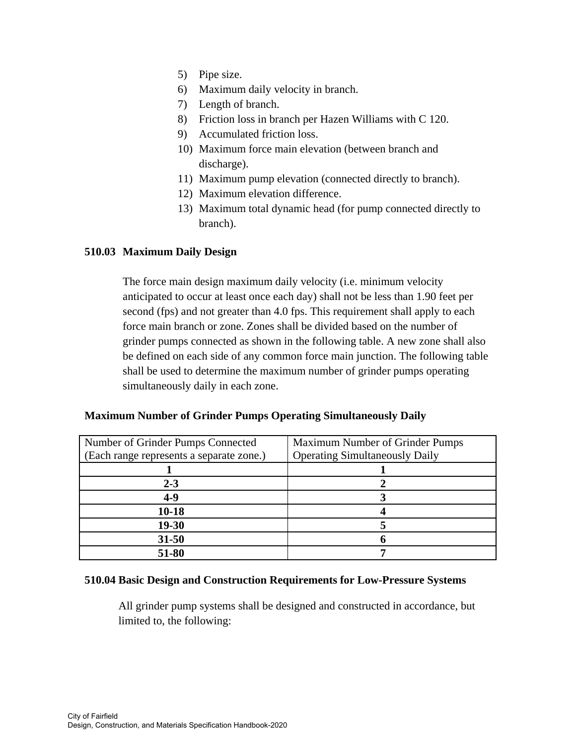5) Pipe size.
6) Maximum daily velocity in branch.
7) Length of branch.
8) Friction loss in branch per Hazen Williams with C 120.
9) Accumulated friction loss.
10) Maximum force main elevation (between branch and discharge).
11) Maximum pump elevation (connected directly to branch).
12) Maximum elevation difference.
13) Maximum total dynamic head (for pump connected directly to branch).

### 510.03 Maximum Daily Design

The force main design maximum daily velocity (i.e. minimum velocity anticipated to occur at least once each day) shall not be less than 1.90 feet per second (fps) and not greater than 4.0 fps. This requirement shall apply to each force main branch or zone. Zones shall be divided based on the number of grinder pumps connected as shown in the following table. A new zone shall also be defined on each side of any common force main junction. The following table shall be used to determine the maximum number of grinder pumps operating simultaneously daily in each zone.

**Maximum Number of Grinder Pumps Operating Simultaneously Daily**

| Number of Grinder Pumps Connected (Each range represents a separate zone.) | Maximum Number of Grinder Pumps Operating Simultaneously Daily |
|---|---|
| **1** | **1** |
| **2-3** | **2** |
| **4-9** | **3** |
| **10-18** | **4** |
| **19-30** | **5** |
| **31-50** | **6** |
| **51-80** | **7** |

### 510.04 Basic Design and Construction Requirements for Low-Pressure Systems

All grinder pump systems shall be designed and constructed in accordance, but limited to, the following: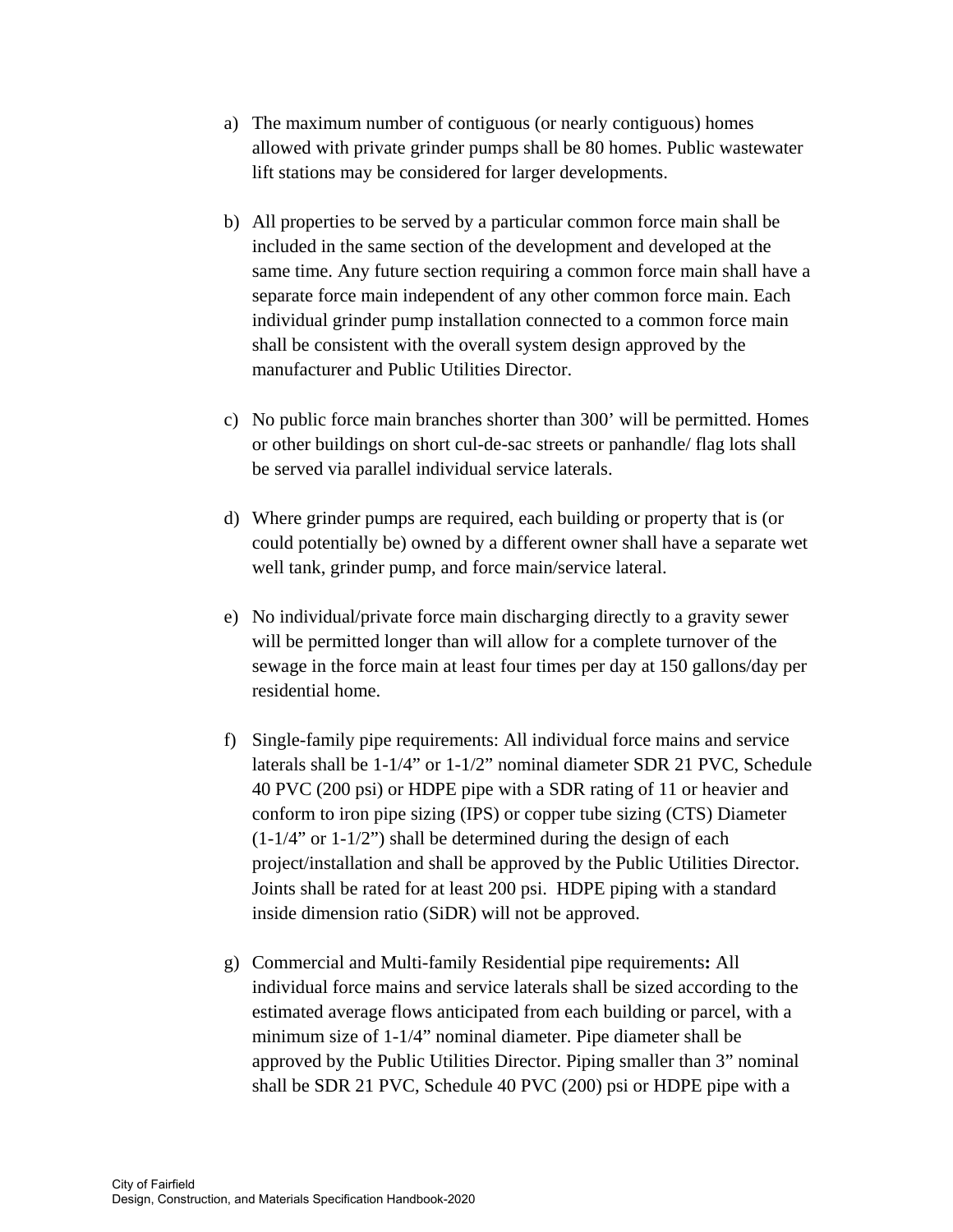a) The maximum number of contiguous (or nearly contiguous) homes allowed with private grinder pumps shall be 80 homes. Public wastewater lift stations may be considered for larger developments.

b) All properties to be served by a particular common force main shall be included in the same section of the development and developed at the same time. Any future section requiring a common force main shall have a separate force main independent of any other common force main. Each individual grinder pump installation connected to a common force main shall be consistent with the overall system design approved by the manufacturer and Public Utilities Director.

c) No public force main branches shorter than 300' will be permitted. Homes or other buildings on short cul-de-sac streets or panhandle/ flag lots shall be served via parallel individual service laterals.

d) Where grinder pumps are required, each building or property that is (or could potentially be) owned by a different owner shall have a separate wet well tank, grinder pump, and force main/service lateral.

e) No individual/private force main discharging directly to a gravity sewer will be permitted longer than will allow for a complete turnover of the sewage in the force main at least four times per day at 150 gallons/day per residential home.

f) Single-family pipe requirements: All individual force mains and service laterals shall be 1-1/4" or 1-1/2" nominal diameter SDR 21 PVC, Schedule 40 PVC (200 psi) or HDPE pipe with a SDR rating of 11 or heavier and conform to iron pipe sizing (IPS) or copper tube sizing (CTS) Diameter (1-1/4" or 1-1/2") shall be determined during the design of each project/installation and shall be approved by the Public Utilities Director. Joints shall be rated for at least 200 psi. HDPE piping with a standard inside dimension ratio (SiDR) will not be approved.

g) Commercial and Multi-family Residential pipe requirements**:** All individual force mains and service laterals shall be sized according to the estimated average flows anticipated from each building or parcel, with a minimum size of 1-1/4" nominal diameter. Pipe diameter shall be approved by the Public Utilities Director. Piping smaller than 3" nominal shall be SDR 21 PVC, Schedule 40 PVC (200) psi or HDPE pipe with a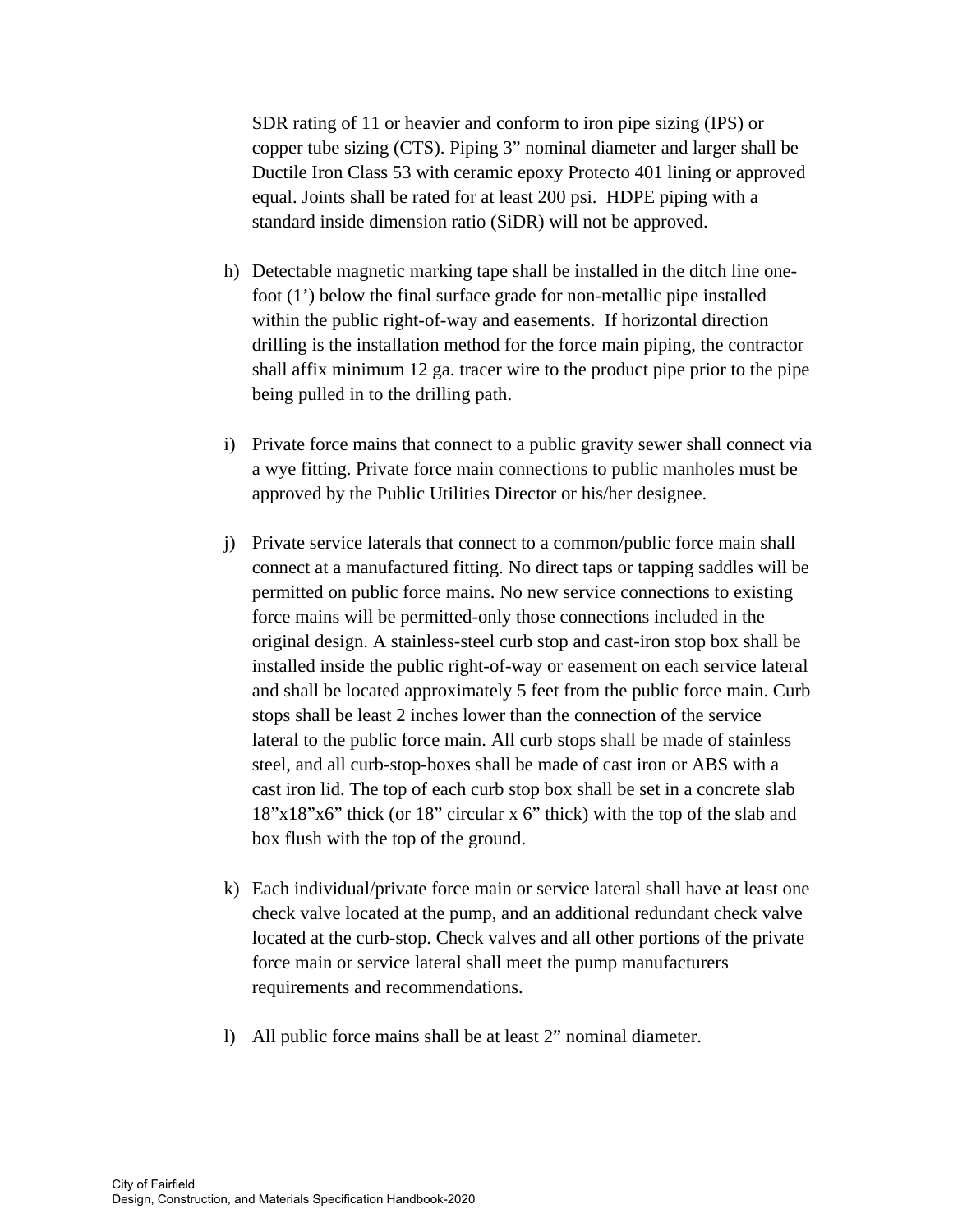SDR rating of 11 or heavier and conform to iron pipe sizing (IPS) or copper tube sizing (CTS). Piping 3" nominal diameter and larger shall be Ductile Iron Class 53 with ceramic epoxy Protecto 401 lining or approved equal. Joints shall be rated for at least 200 psi. HDPE piping with a standard inside dimension ratio (SiDR) will not be approved.

h) Detectable magnetic marking tape shall be installed in the ditch line one-foot (1') below the final surface grade for non-metallic pipe installed within the public right-of-way and easements. If horizontal direction drilling is the installation method for the force main piping, the contractor shall affix minimum 12 ga. tracer wire to the product pipe prior to the pipe being pulled in to the drilling path.

i) Private force mains that connect to a public gravity sewer shall connect via a wye fitting. Private force main connections to public manholes must be approved by the Public Utilities Director or his/her designee.

j) Private service laterals that connect to a common/public force main shall connect at a manufactured fitting. No direct taps or tapping saddles will be permitted on public force mains. No new service connections to existing force mains will be permitted-only those connections included in the original design. A stainless-steel curb stop and cast-iron stop box shall be installed inside the public right-of-way or easement on each service lateral and shall be located approximately 5 feet from the public force main. Curb stops shall be least 2 inches lower than the connection of the service lateral to the public force main. All curb stops shall be made of stainless steel, and all curb-stop-boxes shall be made of cast iron or ABS with a cast iron lid. The top of each curb stop box shall be set in a concrete slab 18"x18"x6" thick (or 18" circular x 6" thick) with the top of the slab and box flush with the top of the ground.

k) Each individual/private force main or service lateral shall have at least one check valve located at the pump, and an additional redundant check valve located at the curb-stop. Check valves and all other portions of the private force main or service lateral shall meet the pump manufacturers requirements and recommendations.

l) All public force mains shall be at least 2" nominal diameter.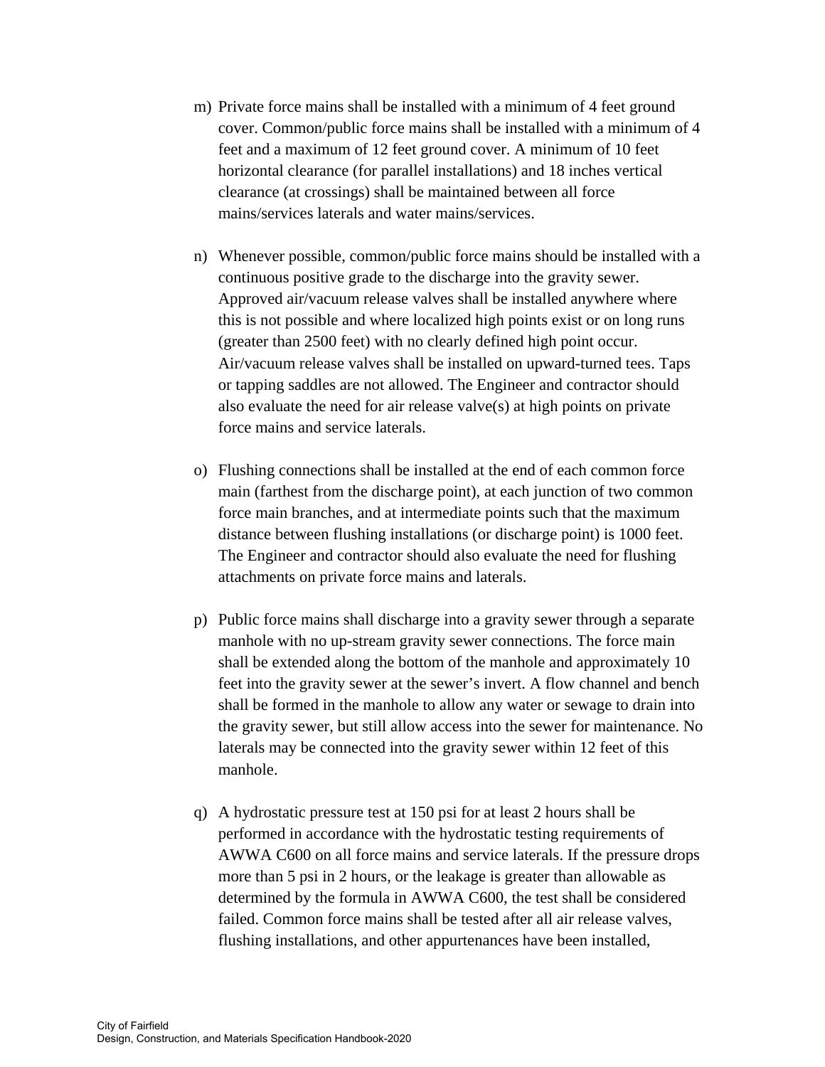m) Private force mains shall be installed with a minimum of 4 feet ground cover. Common/public force mains shall be installed with a minimum of 4 feet and a maximum of 12 feet ground cover. A minimum of 10 feet horizontal clearance (for parallel installations) and 18 inches vertical clearance (at crossings) shall be maintained between all force mains/services laterals and water mains/services.

n) Whenever possible, common/public force mains should be installed with a continuous positive grade to the discharge into the gravity sewer. Approved air/vacuum release valves shall be installed anywhere where this is not possible and where localized high points exist or on long runs (greater than 2500 feet) with no clearly defined high point occur. Air/vacuum release valves shall be installed on upward-turned tees. Taps or tapping saddles are not allowed. The Engineer and contractor should also evaluate the need for air release valve(s) at high points on private force mains and service laterals.

o) Flushing connections shall be installed at the end of each common force main (farthest from the discharge point), at each junction of two common force main branches, and at intermediate points such that the maximum distance between flushing installations (or discharge point) is 1000 feet. The Engineer and contractor should also evaluate the need for flushing attachments on private force mains and laterals.

p) Public force mains shall discharge into a gravity sewer through a separate manhole with no up-stream gravity sewer connections. The force main shall be extended along the bottom of the manhole and approximately 10 feet into the gravity sewer at the sewer's invert. A flow channel and bench shall be formed in the manhole to allow any water or sewage to drain into the gravity sewer, but still allow access into the sewer for maintenance. No laterals may be connected into the gravity sewer within 12 feet of this manhole.

q) A hydrostatic pressure test at 150 psi for at least 2 hours shall be performed in accordance with the hydrostatic testing requirements of AWWA C600 on all force mains and service laterals. If the pressure drops more than 5 psi in 2 hours, or the leakage is greater than allowable as determined by the formula in AWWA C600, the test shall be considered failed. Common force mains shall be tested after all air release valves, flushing installations, and other appurtenances have been installed,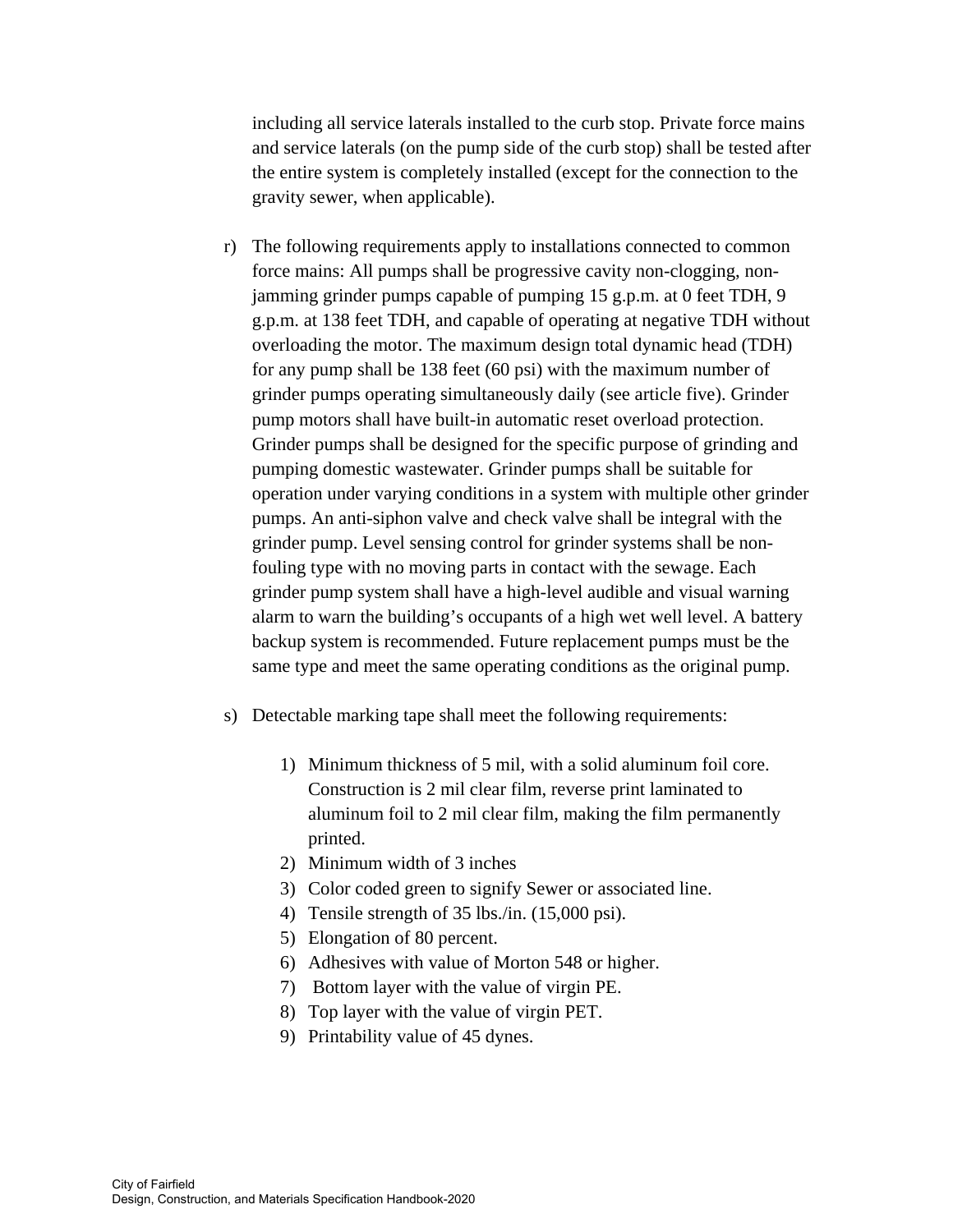including all service laterals installed to the curb stop. Private force mains and service laterals (on the pump side of the curb stop) shall be tested after the entire system is completely installed (except for the connection to the gravity sewer, when applicable).

r) The following requirements apply to installations connected to common force mains: All pumps shall be progressive cavity non-clogging, non-jamming grinder pumps capable of pumping 15 g.p.m. at 0 feet TDH, 9 g.p.m. at 138 feet TDH, and capable of operating at negative TDH without overloading the motor. The maximum design total dynamic head (TDH) for any pump shall be 138 feet (60 psi) with the maximum number of grinder pumps operating simultaneously daily (see article five). Grinder pump motors shall have built-in automatic reset overload protection. Grinder pumps shall be designed for the specific purpose of grinding and pumping domestic wastewater. Grinder pumps shall be suitable for operation under varying conditions in a system with multiple other grinder pumps. An anti-siphon valve and check valve shall be integral with the grinder pump. Level sensing control for grinder systems shall be non-fouling type with no moving parts in contact with the sewage. Each grinder pump system shall have a high-level audible and visual warning alarm to warn the building's occupants of a high wet well level. A battery backup system is recommended. Future replacement pumps must be the same type and meet the same operating conditions as the original pump.

s) Detectable marking tape shall meet the following requirements:

   1) Minimum thickness of 5 mil, with a solid aluminum foil core. Construction is 2 mil clear film, reverse print laminated to aluminum foil to 2 mil clear film, making the film permanently printed.
   2) Minimum width of 3 inches
   3) Color coded green to signify Sewer or associated line.
   4) Tensile strength of 35 lbs./in. (15,000 psi).
   5) Elongation of 80 percent.
   6) Adhesives with value of Morton 548 or higher.
   7) Bottom layer with the value of virgin PE.
   8) Top layer with the value of virgin PET.
   9) Printability value of 45 dynes.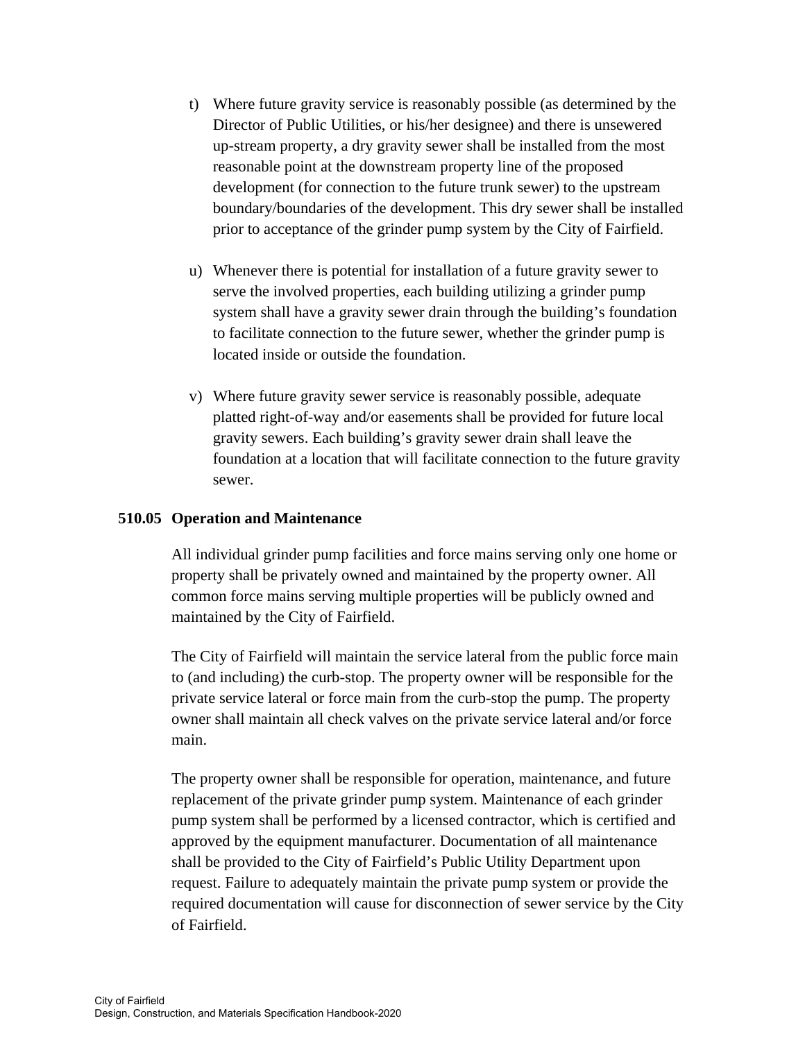t) Where future gravity service is reasonably possible (as determined by the Director of Public Utilities, or his/her designee) and there is unsewered up-stream property, a dry gravity sewer shall be installed from the most reasonable point at the downstream property line of the proposed development (for connection to the future trunk sewer) to the upstream boundary/boundaries of the development. This dry sewer shall be installed prior to acceptance of the grinder pump system by the City of Fairfield.

u) Whenever there is potential for installation of a future gravity sewer to serve the involved properties, each building utilizing a grinder pump system shall have a gravity sewer drain through the building's foundation to facilitate connection to the future sewer, whether the grinder pump is located inside or outside the foundation.

v) Where future gravity sewer service is reasonably possible, adequate platted right-of-way and/or easements shall be provided for future local gravity sewers. Each building's gravity sewer drain shall leave the foundation at a location that will facilitate connection to the future gravity sewer.

## 510.05 Operation and Maintenance

All individual grinder pump facilities and force mains serving only one home or property shall be privately owned and maintained by the property owner. All common force mains serving multiple properties will be publicly owned and maintained by the City of Fairfield.

The City of Fairfield will maintain the service lateral from the public force main to (and including) the curb-stop. The property owner will be responsible for the private service lateral or force main from the curb-stop the pump. The property owner shall maintain all check valves on the private service lateral and/or force main.

The property owner shall be responsible for operation, maintenance, and future replacement of the private grinder pump system. Maintenance of each grinder pump system shall be performed by a licensed contractor, which is certified and approved by the equipment manufacturer. Documentation of all maintenance shall be provided to the City of Fairfield's Public Utility Department upon request. Failure to adequately maintain the private pump system or provide the required documentation will cause for disconnection of sewer service by the City of Fairfield.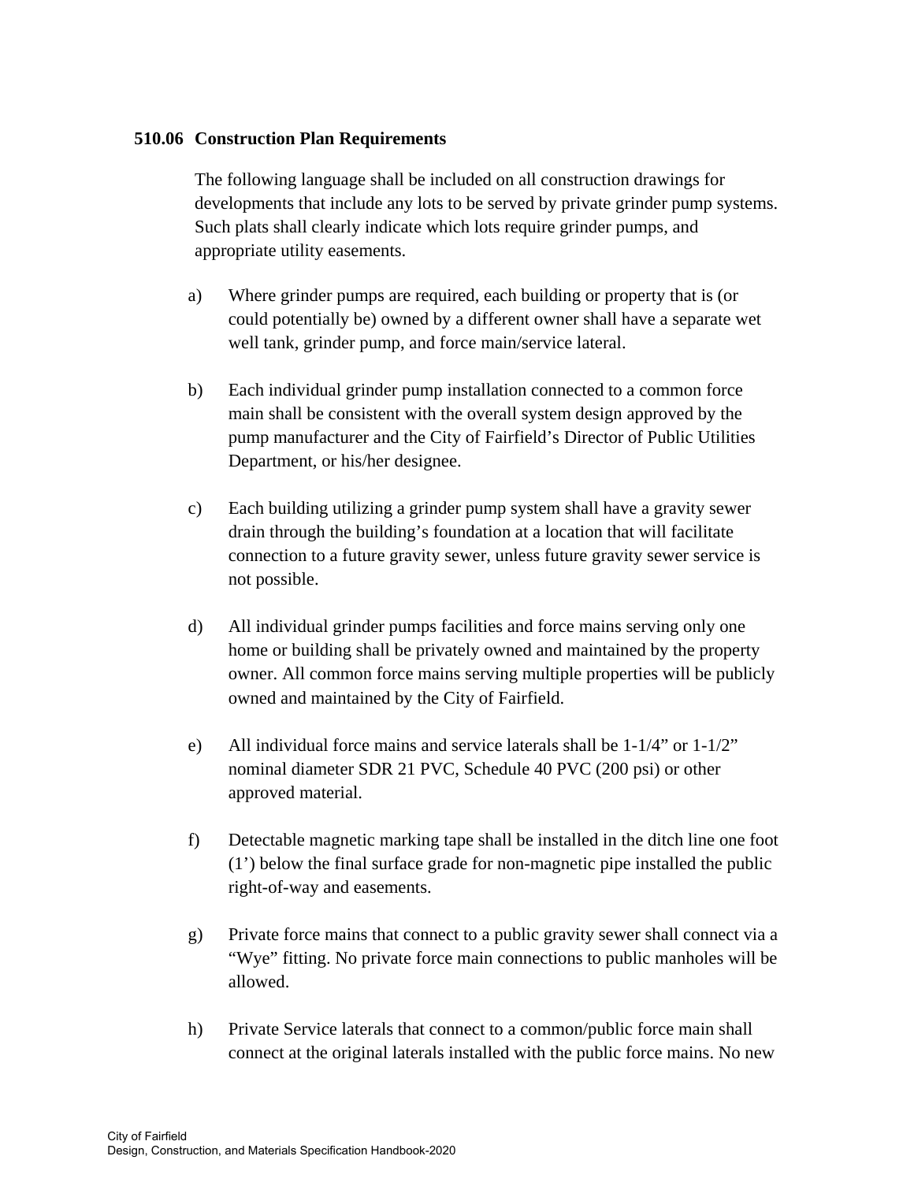### 510.06 Construction Plan Requirements

The following language shall be included on all construction drawings for developments that include any lots to be served by private grinder pump systems. Such plats shall clearly indicate which lots require grinder pumps, and appropriate utility easements.

a) Where grinder pumps are required, each building or property that is (or could potentially be) owned by a different owner shall have a separate wet well tank, grinder pump, and force main/service lateral.

b) Each individual grinder pump installation connected to a common force main shall be consistent with the overall system design approved by the pump manufacturer and the City of Fairfield's Director of Public Utilities Department, or his/her designee.

c) Each building utilizing a grinder pump system shall have a gravity sewer drain through the building's foundation at a location that will facilitate connection to a future gravity sewer, unless future gravity sewer service is not possible.

d) All individual grinder pumps facilities and force mains serving only one home or building shall be privately owned and maintained by the property owner. All common force mains serving multiple properties will be publicly owned and maintained by the City of Fairfield.

e) All individual force mains and service laterals shall be 1-1/4" or 1-1/2" nominal diameter SDR 21 PVC, Schedule 40 PVC (200 psi) or other approved material.

f) Detectable magnetic marking tape shall be installed in the ditch line one foot (1') below the final surface grade for non-magnetic pipe installed the public right-of-way and easements.

g) Private force mains that connect to a public gravity sewer shall connect via a "Wye" fitting. No private force main connections to public manholes will be allowed.

h) Private Service laterals that connect to a common/public force main shall connect at the original laterals installed with the public force mains. No new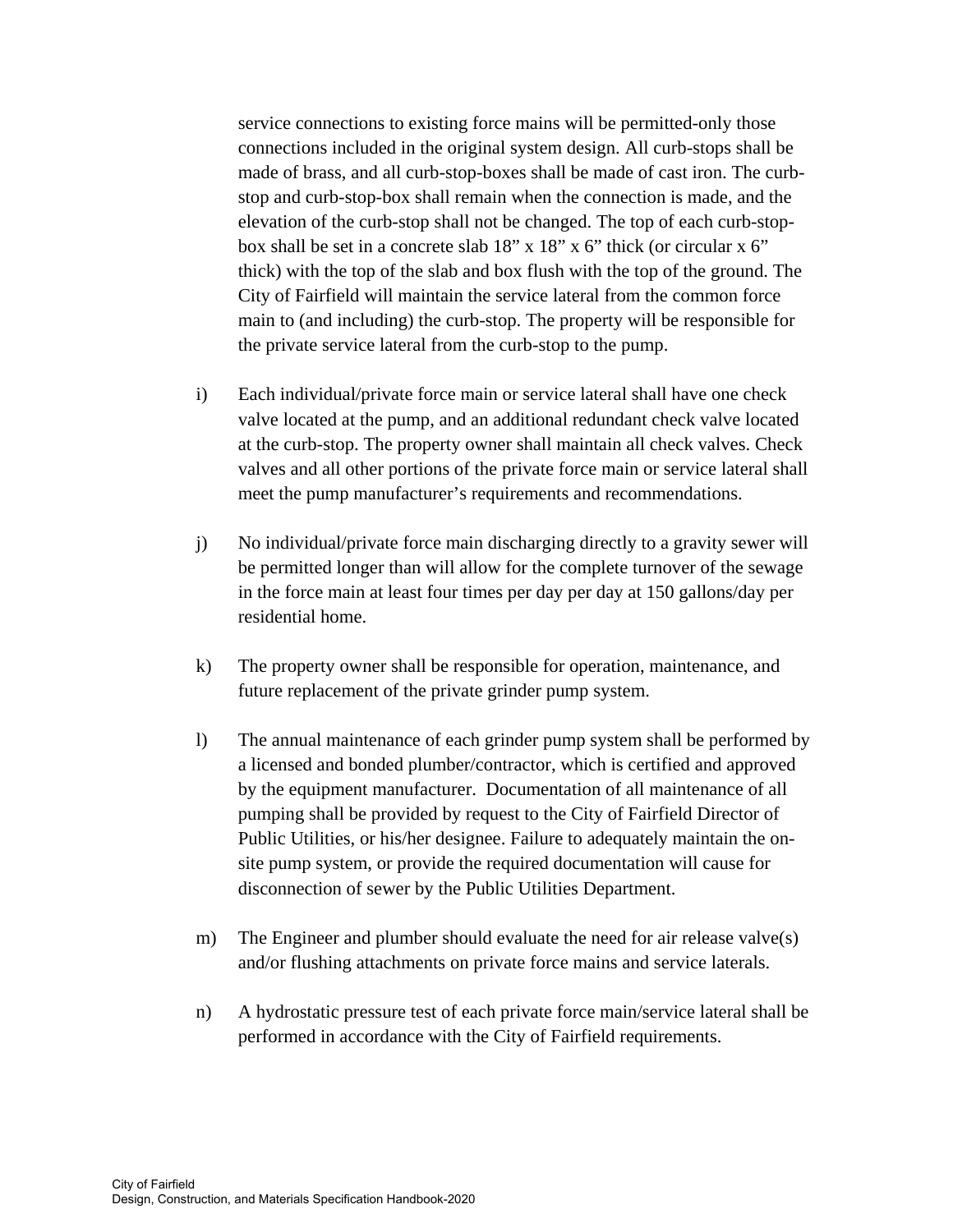service connections to existing force mains will be permitted-only those connections included in the original system design. All curb-stops shall be made of brass, and all curb-stop-boxes shall be made of cast iron. The curb-stop and curb-stop-box shall remain when the connection is made, and the elevation of the curb-stop shall not be changed. The top of each curb-stop-box shall be set in a concrete slab 18” x 18” x 6” thick (or circular x 6” thick) with the top of the slab and box flush with the top of the ground. The City of Fairfield will maintain the service lateral from the common force main to (and including) the curb-stop. The property will be responsible for the private service lateral from the curb-stop to the pump.

i) Each individual/private force main or service lateral shall have one check valve located at the pump, and an additional redundant check valve located at the curb-stop. The property owner shall maintain all check valves. Check valves and all other portions of the private force main or service lateral shall meet the pump manufacturer’s requirements and recommendations.

j) No individual/private force main discharging directly to a gravity sewer will be permitted longer than will allow for the complete turnover of the sewage in the force main at least four times per day per day at 150 gallons/day per residential home.

k) The property owner shall be responsible for operation, maintenance, and future replacement of the private grinder pump system.

l) The annual maintenance of each grinder pump system shall be performed by a licensed and bonded plumber/contractor, which is certified and approved by the equipment manufacturer. Documentation of all maintenance of all pumping shall be provided by request to the City of Fairfield Director of Public Utilities, or his/her designee. Failure to adequately maintain the on-site pump system, or provide the required documentation will cause for disconnection of sewer by the Public Utilities Department.

m) The Engineer and plumber should evaluate the need for air release valve(s) and/or flushing attachments on private force mains and service laterals.

n) A hydrostatic pressure test of each private force main/service lateral shall be performed in accordance with the City of Fairfield requirements.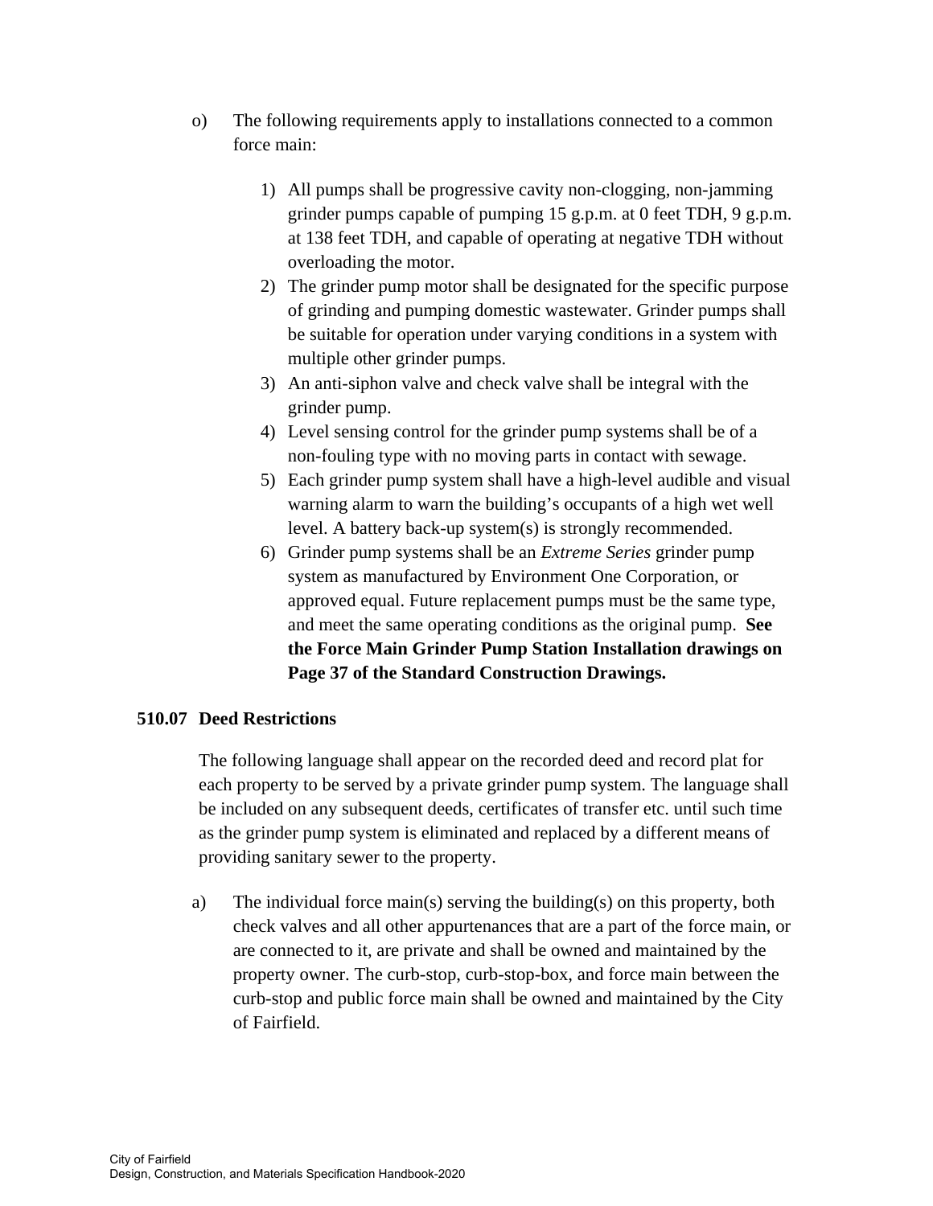o) The following requirements apply to installations connected to a common force main:

   1) All pumps shall be progressive cavity non-clogging, non-jamming grinder pumps capable of pumping 15 g.p.m. at 0 feet TDH, 9 g.p.m. at 138 feet TDH, and capable of operating at negative TDH without overloading the motor.
   2) The grinder pump motor shall be designated for the specific purpose of grinding and pumping domestic wastewater. Grinder pumps shall be suitable for operation under varying conditions in a system with multiple other grinder pumps.
   3) An anti-siphon valve and check valve shall be integral with the grinder pump.
   4) Level sensing control for the grinder pump systems shall be of a non-fouling type with no moving parts in contact with sewage.
   5) Each grinder pump system shall have a high-level audible and visual warning alarm to warn the building's occupants of a high wet well level. A battery back-up system(s) is strongly recommended.
   6) Grinder pump systems shall be an *Extreme Series* grinder pump system as manufactured by Environment One Corporation, or approved equal. Future replacement pumps must be the same type, and meet the same operating conditions as the original pump. **See the Force Main Grinder Pump Station Installation drawings on Page 37 of the Standard Construction Drawings.**

### 510.07 Deed Restrictions

The following language shall appear on the recorded deed and record plat for each property to be served by a private grinder pump system. The language shall be included on any subsequent deeds, certificates of transfer etc. until such time as the grinder pump system is eliminated and replaced by a different means of providing sanitary sewer to the property.

a) The individual force main(s) serving the building(s) on this property, both check valves and all other appurtenances that are a part of the force main, or are connected to it, are private and shall be owned and maintained by the property owner. The curb-stop, curb-stop-box, and force main between the curb-stop and public force main shall be owned and maintained by the City of Fairfield.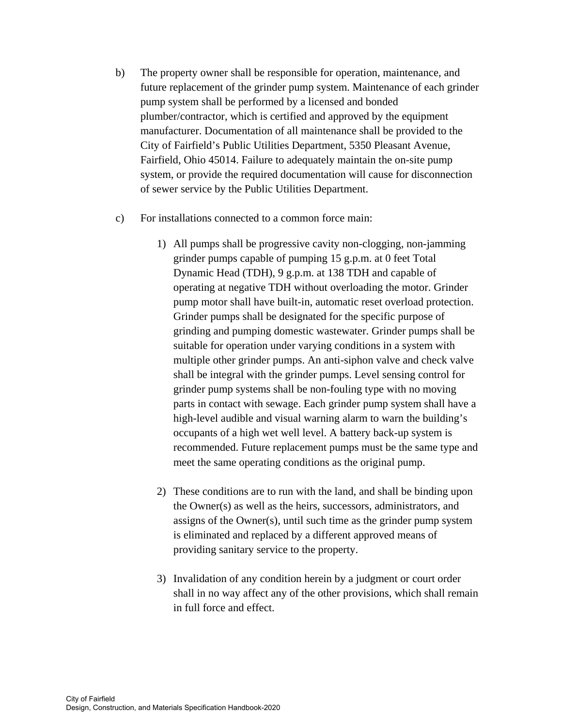b) The property owner shall be responsible for operation, maintenance, and future replacement of the grinder pump system. Maintenance of each grinder pump system shall be performed by a licensed and bonded plumber/contractor, which is certified and approved by the equipment manufacturer. Documentation of all maintenance shall be provided to the City of Fairfield's Public Utilities Department, 5350 Pleasant Avenue, Fairfield, Ohio 45014. Failure to adequately maintain the on-site pump system, or provide the required documentation will cause for disconnection of sewer service by the Public Utilities Department.

c) For installations connected to a common force main:

   1) All pumps shall be progressive cavity non-clogging, non-jamming grinder pumps capable of pumping 15 g.p.m. at 0 feet Total Dynamic Head (TDH), 9 g.p.m. at 138 TDH and capable of operating at negative TDH without overloading the motor. Grinder pump motor shall have built-in, automatic reset overload protection. Grinder pumps shall be designated for the specific purpose of grinding and pumping domestic wastewater. Grinder pumps shall be suitable for operation under varying conditions in a system with multiple other grinder pumps. An anti-siphon valve and check valve shall be integral with the grinder pumps. Level sensing control for grinder pump systems shall be non-fouling type with no moving parts in contact with sewage. Each grinder pump system shall have a high-level audible and visual warning alarm to warn the building's occupants of a high wet well level. A battery back-up system is recommended. Future replacement pumps must be the same type and meet the same operating conditions as the original pump.

   2) These conditions are to run with the land, and shall be binding upon the Owner(s) as well as the heirs, successors, administrators, and assigns of the Owner(s), until such time as the grinder pump system is eliminated and replaced by a different approved means of providing sanitary service to the property.

   3) Invalidation of any condition herein by a judgment or court order shall in no way affect any of the other provisions, which shall remain in full force and effect.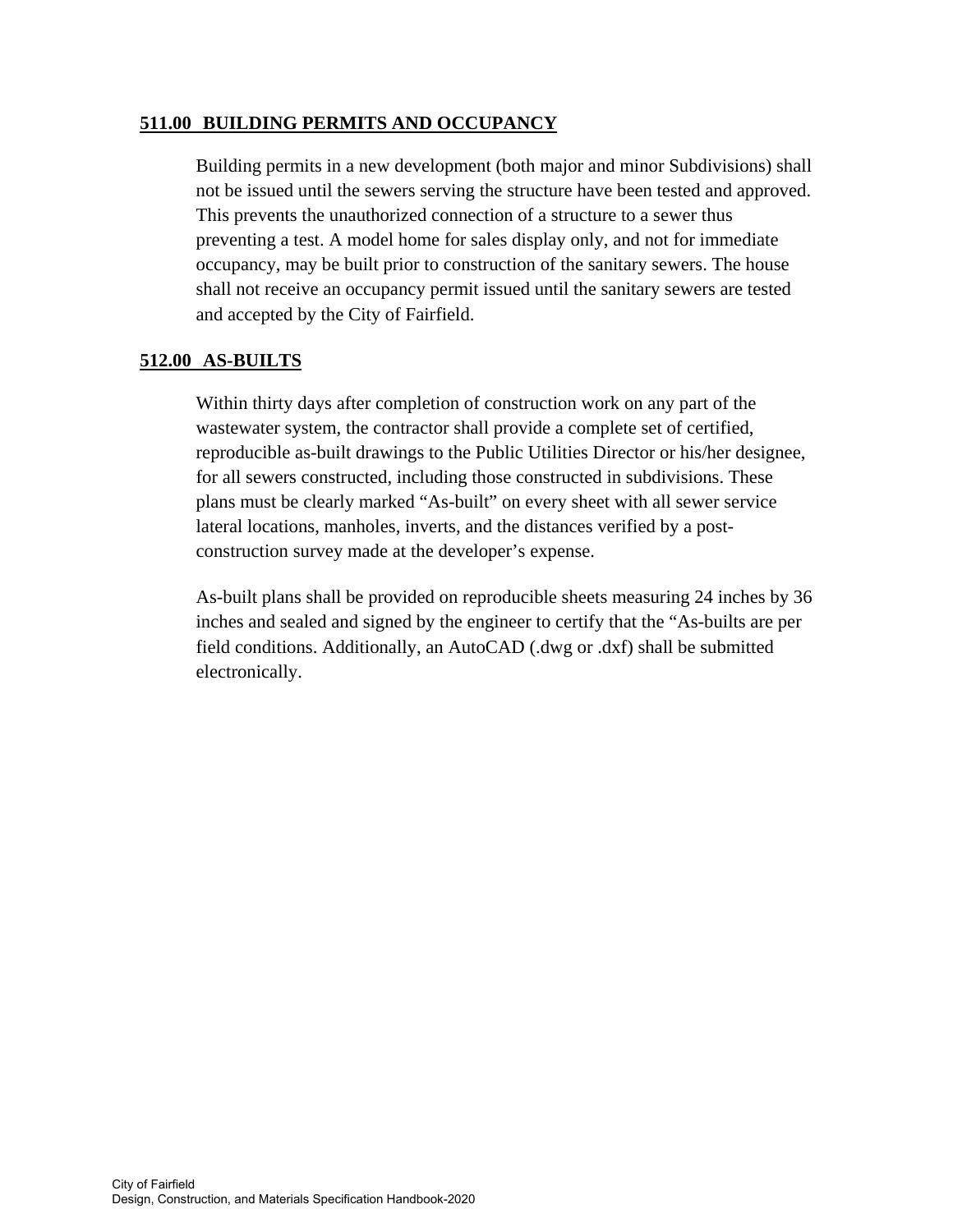## 511.00 BUILDING PERMITS AND OCCUPANCY

Building permits in a new development (both major and minor Subdivisions) shall not be issued until the sewers serving the structure have been tested and approved. This prevents the unauthorized connection of a structure to a sewer thus preventing a test. A model home for sales display only, and not for immediate occupancy, may be built prior to construction of the sanitary sewers. The house shall not receive an occupancy permit issued until the sanitary sewers are tested and accepted by the City of Fairfield.

## 512.00 AS-BUILTS

Within thirty days after completion of construction work on any part of the wastewater system, the contractor shall provide a complete set of certified, reproducible as-built drawings to the Public Utilities Director or his/her designee, for all sewers constructed, including those constructed in subdivisions. These plans must be clearly marked "As-built" on every sheet with all sewer service lateral locations, manholes, inverts, and the distances verified by a post-construction survey made at the developer's expense.

As-built plans shall be provided on reproducible sheets measuring 24 inches by 36 inches and sealed and signed by the engineer to certify that the "As-builts are per field conditions. Additionally, an AutoCAD (.dwg or .dxf) shall be submitted electronically.